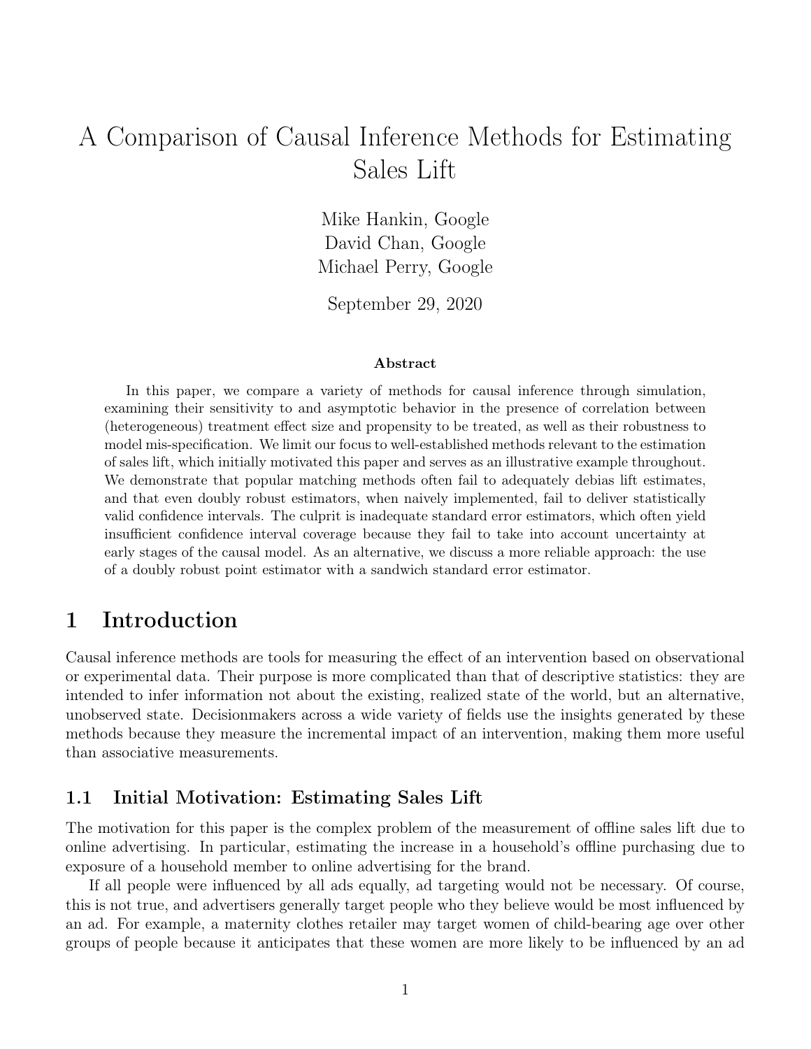# A Comparison of Causal Inference Methods for Estimating Sales Lift

Mike Hankin, Google
David Chan, Google
Michael Perry, Google

September 29, 2020

**Abstract**

In this paper, we compare a variety of methods for causal inference through simulation, examining their sensitivity to and asymptotic behavior in the presence of correlation between (heterogeneous) treatment effect size and propensity to be treated, as well as their robustness to model mis-specification. We limit our focus to well-established methods relevant to the estimation of sales lift, which initially motivated this paper and serves as an illustrative example throughout. We demonstrate that popular matching methods often fail to adequately debias lift estimates, and that even doubly robust estimators, when naively implemented, fail to deliver statistically valid confidence intervals. The culprit is inadequate standard error estimators, which often yield insufficient confidence interval coverage because they fail to take into account uncertainty at early stages of the causal model. As an alternative, we discuss a more reliable approach: the use of a doubly robust point estimator with a sandwich standard error estimator.

## 1 Introduction

Causal inference methods are tools for measuring the effect of an intervention based on observational or experimental data. Their purpose is more complicated than that of descriptive statistics: they are intended to infer information not about the existing, realized state of the world, but an alternative, unobserved state. Decisionmakers across a wide variety of fields use the insights generated by these methods because they measure the incremental impact of an intervention, making them more useful than associative measurements.

### 1.1 Initial Motivation: Estimating Sales Lift

The motivation for this paper is the complex problem of the measurement of offline sales lift due to online advertising. In particular, estimating the increase in a household's offline purchasing due to exposure of a household member to online advertising for the brand.

If all people were influenced by all ads equally, ad targeting would not be necessary. Of course, this is not true, and advertisers generally target people who they believe would be most influenced by an ad. For example, a maternity clothes retailer may target women of child-bearing age over other groups of people because it anticipates that these women are more likely to be influenced by an ad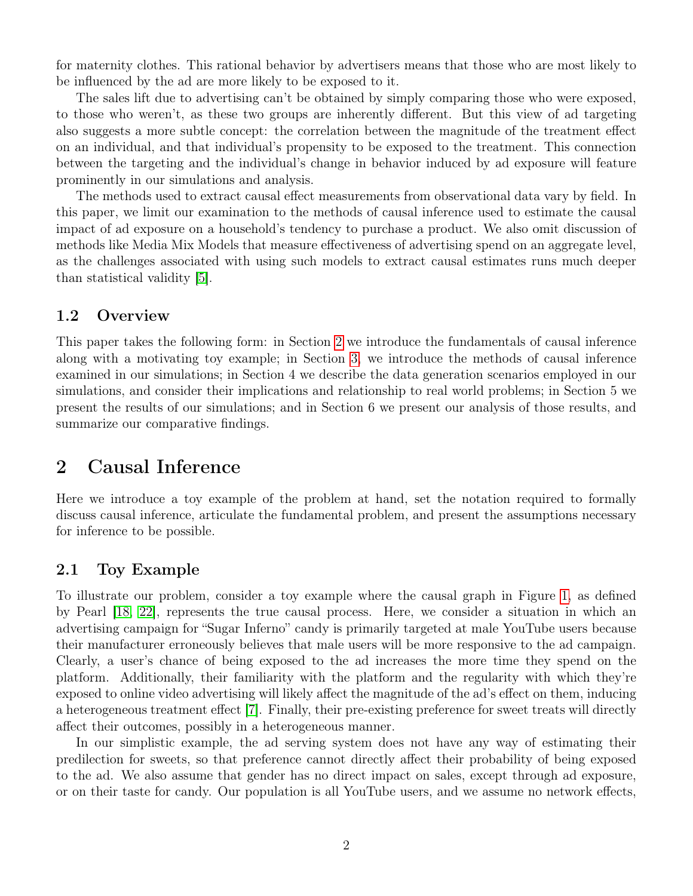for maternity clothes. This rational behavior by advertisers means that those who are most likely to be influenced by the ad are more likely to be exposed to it.

The sales lift due to advertising can't be obtained by simply comparing those who were exposed, to those who weren't, as these two groups are inherently different. But this view of ad targeting also suggests a more subtle concept: the correlation between the magnitude of the treatment effect on an individual, and that individual's propensity to be exposed to the treatment. This connection between the targeting and the individual's change in behavior induced by ad exposure will feature prominently in our simulations and analysis.

The methods used to extract causal effect measurements from observational data vary by field. In this paper, we limit our examination to the methods of causal inference used to estimate the causal impact of ad exposure on a household's tendency to purchase a product. We also omit discussion of methods like Media Mix Models that measure effectiveness of advertising spend on an aggregate level, as the challenges associated with using such models to extract causal estimates runs much deeper than statistical validity [5].

## 1.2 Overview

This paper takes the following form: in Section 2 we introduce the fundamentals of causal inference along with a motivating toy example; in Section 3, we introduce the methods of causal inference examined in our simulations; in Section 4 we describe the data generation scenarios employed in our simulations, and consider their implications and relationship to real world problems; in Section 5 we present the results of our simulations; and in Section 6 we present our analysis of those results, and summarize our comparative findings.

# 2 Causal Inference

Here we introduce a toy example of the problem at hand, set the notation required to formally discuss causal inference, articulate the fundamental problem, and present the assumptions necessary for inference to be possible.

## 2.1 Toy Example

To illustrate our problem, consider a toy example where the causal graph in Figure 1, as defined by Pearl [18, 22], represents the true causal process. Here, we consider a situation in which an advertising campaign for "Sugar Inferno" candy is primarily targeted at male YouTube users because their manufacturer erroneously believes that male users will be more responsive to the ad campaign. Clearly, a user's chance of being exposed to the ad increases the more time they spend on the platform. Additionally, their familiarity with the platform and the regularity with which they're exposed to online video advertising will likely affect the magnitude of the ad's effect on them, inducing a heterogeneous treatment effect [7]. Finally, their pre-existing preference for sweet treats will directly affect their outcomes, possibly in a heterogeneous manner.

In our simplistic example, the ad serving system does not have any way of estimating their predilection for sweets, so that preference cannot directly affect their probability of being exposed to the ad. We also assume that gender has no direct impact on sales, except through ad exposure, or on their taste for candy. Our population is all YouTube users, and we assume no network effects,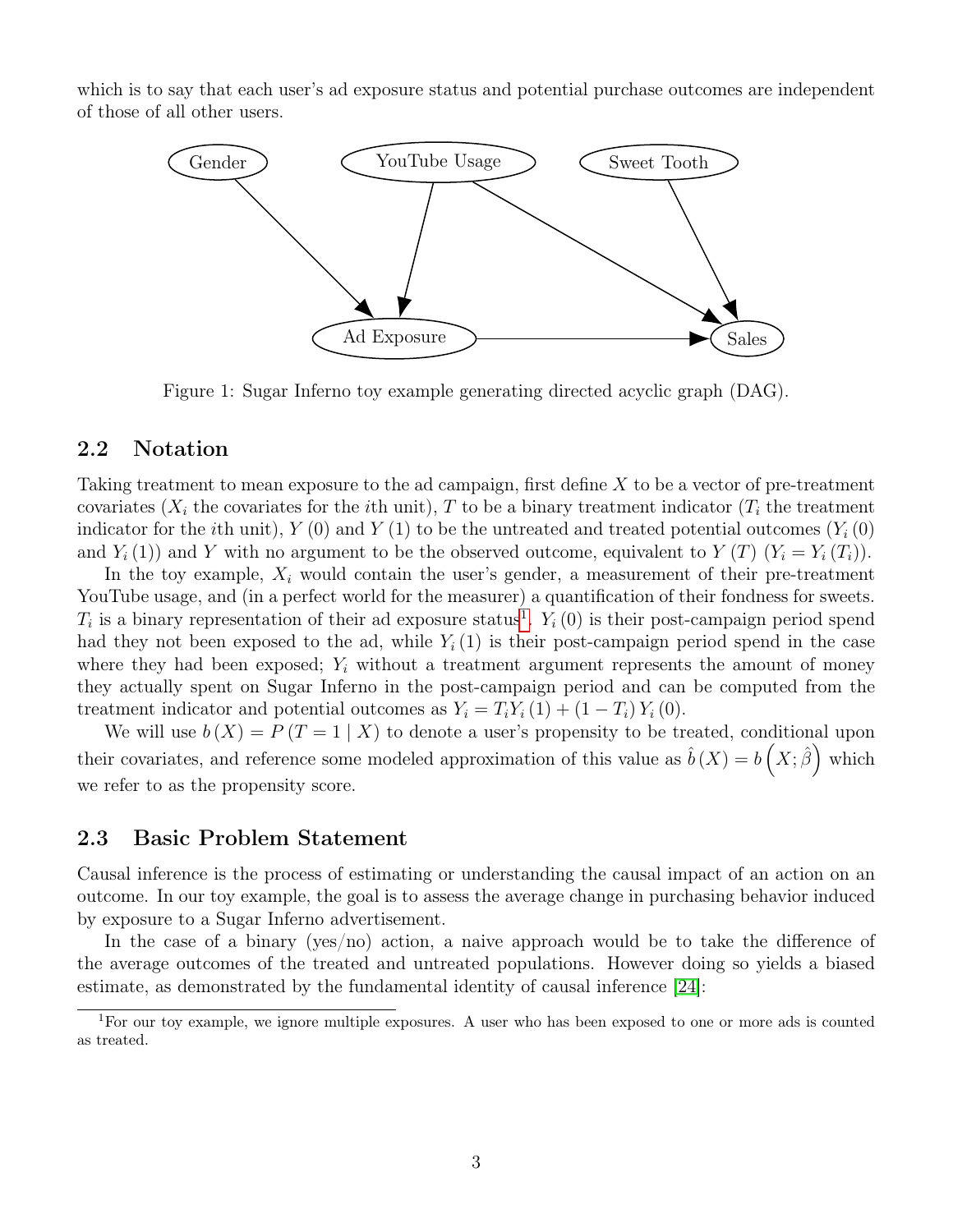which is to say that each user's ad exposure status and potential purchase outcomes are independent of those of all other users.

Figure 1: Sugar Inferno toy example generating directed acyclic graph (DAG).

## 2.2 Notation

Taking treatment to mean exposure to the ad campaign, first define $X$ to be a vector of pre-treatment covariates ($X_i$ the covariates for the $i$th unit), $T$ to be a binary treatment indicator ($T_i$ the treatment indicator for the $i$th unit), $Y(0)$ and $Y(1)$ to be the untreated and treated potential outcomes ($Y_i(0)$ and $Y_i(1)$) and $Y$ with no argument to be the observed outcome, equivalent to $Y(T)$ ($Y_i = Y_i(T_i)$).

In the toy example, $X_i$ would contain the user's gender, a measurement of their pre-treatment YouTube usage, and (in a perfect world for the measurer) a quantification of their fondness for sweets. $T_i$ is a binary representation of their ad exposure status[1]. $Y_i(0)$ is their post-campaign period spend had they not been exposed to the ad, while $Y_i(1)$ is their post-campaign period spend in the case where they had been exposed; $Y_i$ without a treatment argument represents the amount of money they actually spent on Sugar Inferno in the post-campaign period and can be computed from the treatment indicator and potential outcomes as $Y_i = T_i Y_i(1) + (1 - T_i) Y_i(0)$.

We will use $b(X) = P(T = 1 \mid X)$ to denote a user's propensity to be treated, conditional upon their covariates, and reference some modeled approximation of this value as $\hat{b}(X) = b\left(X; \hat{\beta}\right)$ which we refer to as the propensity score.

## 2.3 Basic Problem Statement

Causal inference is the process of estimating or understanding the causal impact of an action on an outcome. In our toy example, the goal is to assess the average change in purchasing behavior induced by exposure to a Sugar Inferno advertisement.

In the case of a binary (yes/no) action, a naive approach would be to take the difference of the average outcomes of the treated and untreated populations. However doing so yields a biased estimate, as demonstrated by the fundamental identity of causal inference [24]:

[1] For our toy example, we ignore multiple exposures. A user who has been exposed to one or more ads is counted as treated.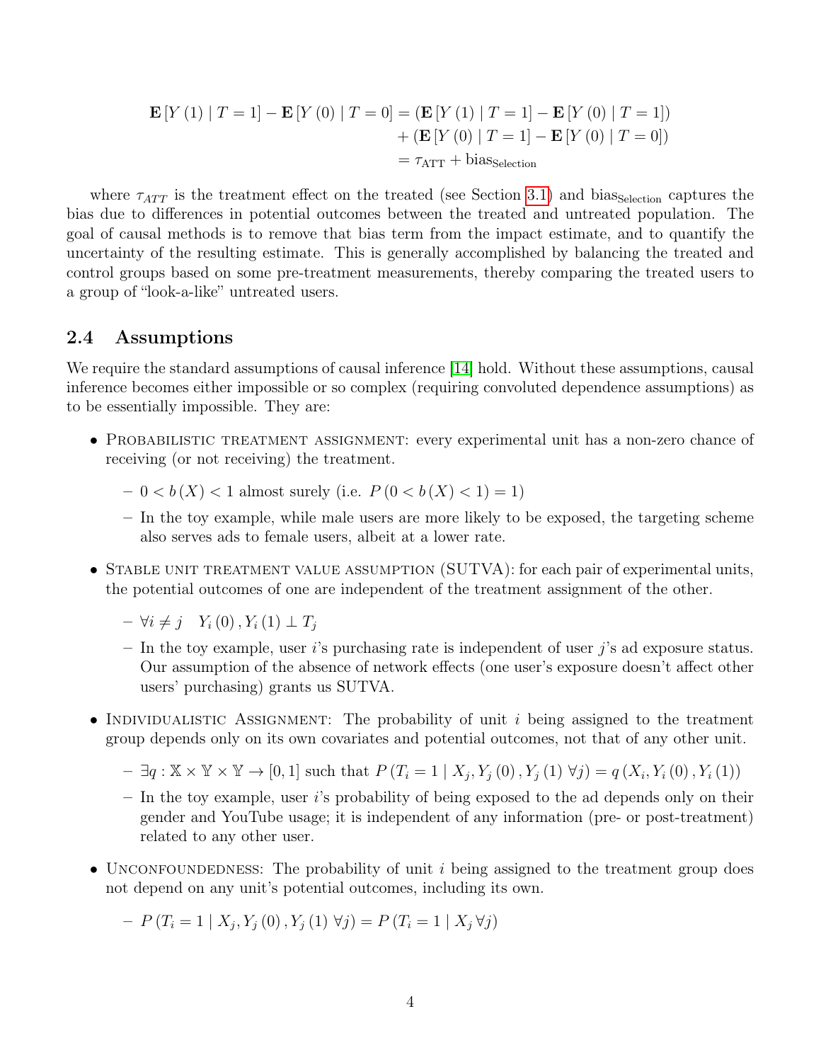$$
\begin{aligned}
\mathbf{E}[Y(1) \mid T=1] - \mathbf{E}[Y(0) \mid T=0] &= (\mathbf{E}[Y(1) \mid T=1] - \mathbf{E}[Y(0) \mid T=1]) \\
&\quad + (\mathbf{E}[Y(0) \mid T=1] - \mathbf{E}[Y(0) \mid T=0]) \\
&= \tau_{\text{ATT}} + \text{bias}_{\text{Selection}}
\end{aligned}
$$

where $\tau_{ATT}$ is the treatment effect on the treated (see Section 3.1) and $\text{bias}_{\text{Selection}}$ captures the bias due to differences in potential outcomes between the treated and untreated population. The goal of causal methods is to remove that bias term from the impact estimate, and to quantify the uncertainty of the resulting estimate. This is generally accomplished by balancing the treated and control groups based on some pre-treatment measurements, thereby comparing the treated users to a group of "look-a-like" untreated users.

## 2.4 Assumptions

We require the standard assumptions of causal inference [14] hold. Without these assumptions, causal inference becomes either impossible or so complex (requiring convoluted dependence assumptions) as to be essentially impossible. They are:

- Probabilistic treatment assignment: every experimental unit has a non-zero chance of receiving (or not receiving) the treatment.
  - $0 < b(X) < 1$ almost surely (i.e. $P(0 < b(X) < 1) = 1$)
  - In the toy example, while male users are more likely to be exposed, the targeting scheme also serves ads to female users, albeit at a lower rate.
- Stable unit treatment value assumption (SUTVA): for each pair of experimental units, the potential outcomes of one are independent of the treatment assignment of the other.
  - $\forall i \neq j \quad Y_i(0), Y_i(1) \perp T_j$
  - In the toy example, user $i$'s purchasing rate is independent of user $j$'s ad exposure status. Our assumption of the absence of network effects (one user's exposure doesn't affect other users' purchasing) grants us SUTVA.
- Individualistic Assignment: The probability of unit $i$ being assigned to the treatment group depends only on its own covariates and potential outcomes, not that of any other unit.
  - $\exists q : \mathbb{X} \times \mathbb{Y} \times \mathbb{Y} \to [0,1]$ such that $P(T_i = 1 \mid X_j, Y_j(0), Y_j(1) \; \forall j) = q(X_i, Y_i(0), Y_i(1))$
  - In the toy example, user $i$'s probability of being exposed to the ad depends only on their gender and YouTube usage; it is independent of any information (pre- or post-treatment) related to any other user.
- Unconfoundedness: The probability of unit $i$ being assigned to the treatment group does not depend on any unit's potential outcomes, including its own.
  - $P(T_i = 1 \mid X_j, Y_j(0), Y_j(1) \; \forall j) = P(T_i = 1 \mid X_j \; \forall j)$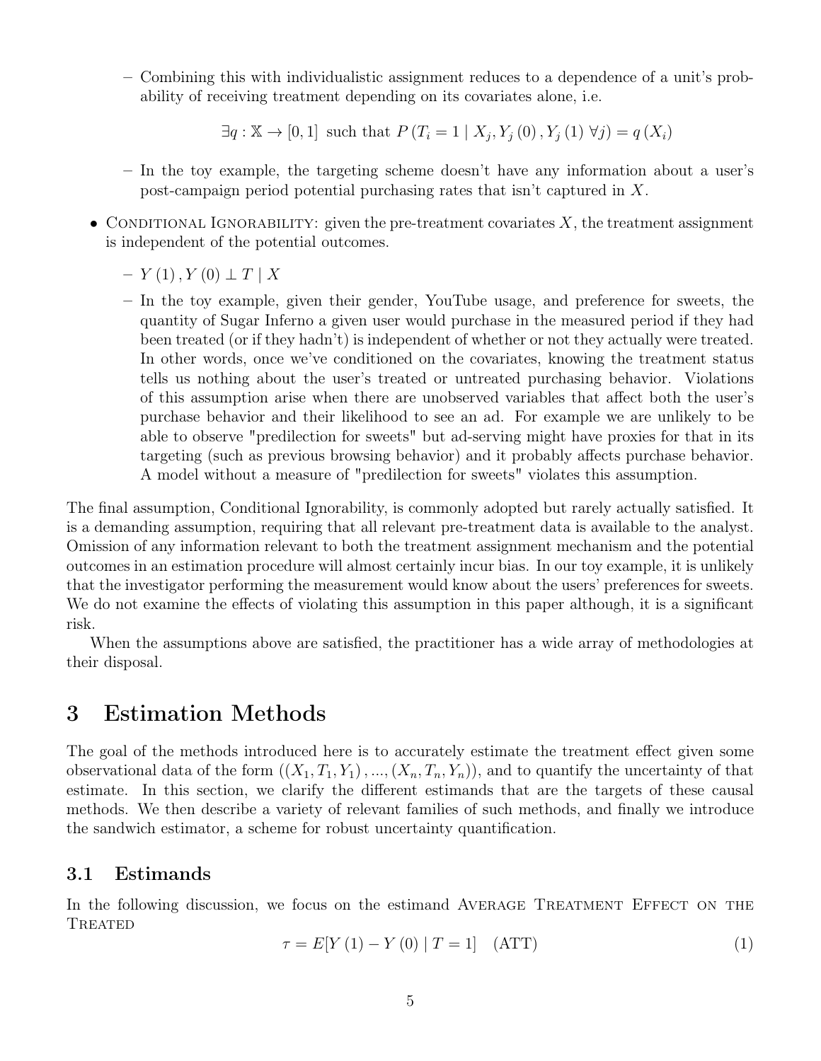- Combining this with individualistic assignment reduces to a dependence of a unit's probability of receiving treatment depending on its covariates alone, i.e.

    $$\exists q : \mathbb{X} \to [0, 1] \text{ such that } P\left(T_i = 1 \mid X_j, Y_j\left(0\right), Y_j\left(1\right) \forall j\right) = q\left(X_i\right)$$

  - In the toy example, the targeting scheme doesn't have any information about a user's post-campaign period potential purchasing rates that isn't captured in $X$.

- Conditional Ignorability: given the pre-treatment covariates $X$, the treatment assignment is independent of the potential outcomes.
  - $Y\left(1\right), Y\left(0\right) \perp T \mid X$
  - In the toy example, given their gender, YouTube usage, and preference for sweets, the quantity of Sugar Inferno a given user would purchase in the measured period if they had been treated (or if they hadn't) is independent of whether or not they actually were treated. In other words, once we've conditioned on the covariates, knowing the treatment status tells us nothing about the user's treated or untreated purchasing behavior. Violations of this assumption arise when there are unobserved variables that affect both the user's purchase behavior and their likelihood to see an ad. For example we are unlikely to be able to observe "predilection for sweets" but ad-serving might have proxies for that in its targeting (such as previous browsing behavior) and it probably affects purchase behavior. A model without a measure of "predilection for sweets" violates this assumption.

The final assumption, Conditional Ignorability, is commonly adopted but rarely actually satisfied. It is a demanding assumption, requiring that all relevant pre-treatment data is available to the analyst. Omission of any information relevant to both the treatment assignment mechanism and the potential outcomes in an estimation procedure will almost certainly incur bias. In our toy example, it is unlikely that the investigator performing the measurement would know about the users' preferences for sweets. We do not examine the effects of violating this assumption in this paper although, it is a significant risk.

When the assumptions above are satisfied, the practitioner has a wide array of methodologies at their disposal.

# 3 Estimation Methods

The goal of the methods introduced here is to accurately estimate the treatment effect given some observational data of the form $\left(\left(X_1, T_1, Y_1\right), ..., \left(X_n, T_n, Y_n\right)\right)$, and to quantify the uncertainty of that estimate. In this section, we clarify the different estimands that are the targets of these causal methods. We then describe a variety of relevant families of such methods, and finally we introduce the sandwich estimator, a scheme for robust uncertainty quantification.

## 3.1 Estimands

In the following discussion, we focus on the estimand Average Treatment Effect on the Treated

$$\tau = E[Y\left(1\right) - Y\left(0\right) \mid T = 1] \quad \text{(ATT)} \tag{1}$$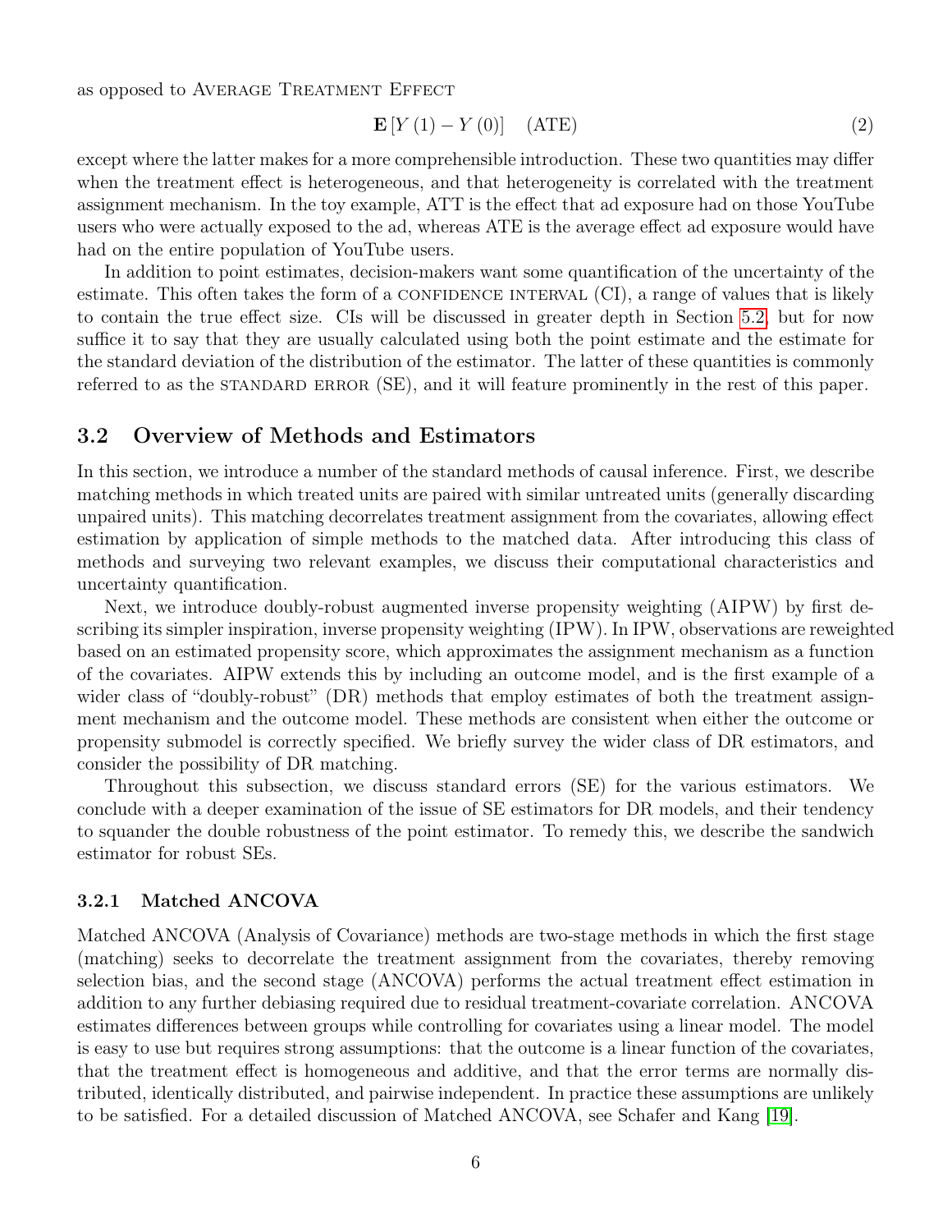as opposed to AVERAGE TREATMENT EFFECT

$$\mathbf{E}\left[Y\left(1\right)-Y\left(0\right)\right] \quad \text{(ATE)} \tag{2}$$

except where the latter makes for a more comprehensible introduction. These two quantities may differ when the treatment effect is heterogeneous, and that heterogeneity is correlated with the treatment assignment mechanism. In the toy example, ATT is the effect that ad exposure had on those YouTube users who were actually exposed to the ad, whereas ATE is the average effect ad exposure would have had on the entire population of YouTube users.

In addition to point estimates, decision-makers want some quantification of the uncertainty of the estimate. This often takes the form of a CONFIDENCE INTERVAL (CI), a range of values that is likely to contain the true effect size. CIs will be discussed in greater depth in Section 5.2, but for now suffice it to say that they are usually calculated using both the point estimate and the estimate for the standard deviation of the distribution of the estimator. The latter of these quantities is commonly referred to as the STANDARD ERROR (SE), and it will feature prominently in the rest of this paper.

## 3.2 Overview of Methods and Estimators

In this section, we introduce a number of the standard methods of causal inference. First, we describe matching methods in which treated units are paired with similar untreated units (generally discarding unpaired units). This matching decorrelates treatment assignment from the covariates, allowing effect estimation by application of simple methods to the matched data. After introducing this class of methods and surveying two relevant examples, we discuss their computational characteristics and uncertainty quantification.

Next, we introduce doubly-robust augmented inverse propensity weighting (AIPW) by first describing its simpler inspiration, inverse propensity weighting (IPW). In IPW, observations are reweighted based on an estimated propensity score, which approximates the assignment mechanism as a function of the covariates. AIPW extends this by including an outcome model, and is the first example of a wider class of "doubly-robust" (DR) methods that employ estimates of both the treatment assignment mechanism and the outcome model. These methods are consistent when either the outcome or propensity submodel is correctly specified. We briefly survey the wider class of DR estimators, and consider the possibility of DR matching.

Throughout this subsection, we discuss standard errors (SE) for the various estimators. We conclude with a deeper examination of the issue of SE estimators for DR models, and their tendency to squander the double robustness of the point estimator. To remedy this, we describe the sandwich estimator for robust SEs.

### 3.2.1 Matched ANCOVA

Matched ANCOVA (Analysis of Covariance) methods are two-stage methods in which the first stage (matching) seeks to decorrelate the treatment assignment from the covariates, thereby removing selection bias, and the second stage (ANCOVA) performs the actual treatment effect estimation in addition to any further debiasing required due to residual treatment-covariate correlation. ANCOVA estimates differences between groups while controlling for covariates using a linear model. The model is easy to use but requires strong assumptions: that the outcome is a linear function of the covariates, that the treatment effect is homogeneous and additive, and that the error terms are normally distributed, identically distributed, and pairwise independent. In practice these assumptions are unlikely to be satisfied. For a detailed discussion of Matched ANCOVA, see Schafer and Kang [19].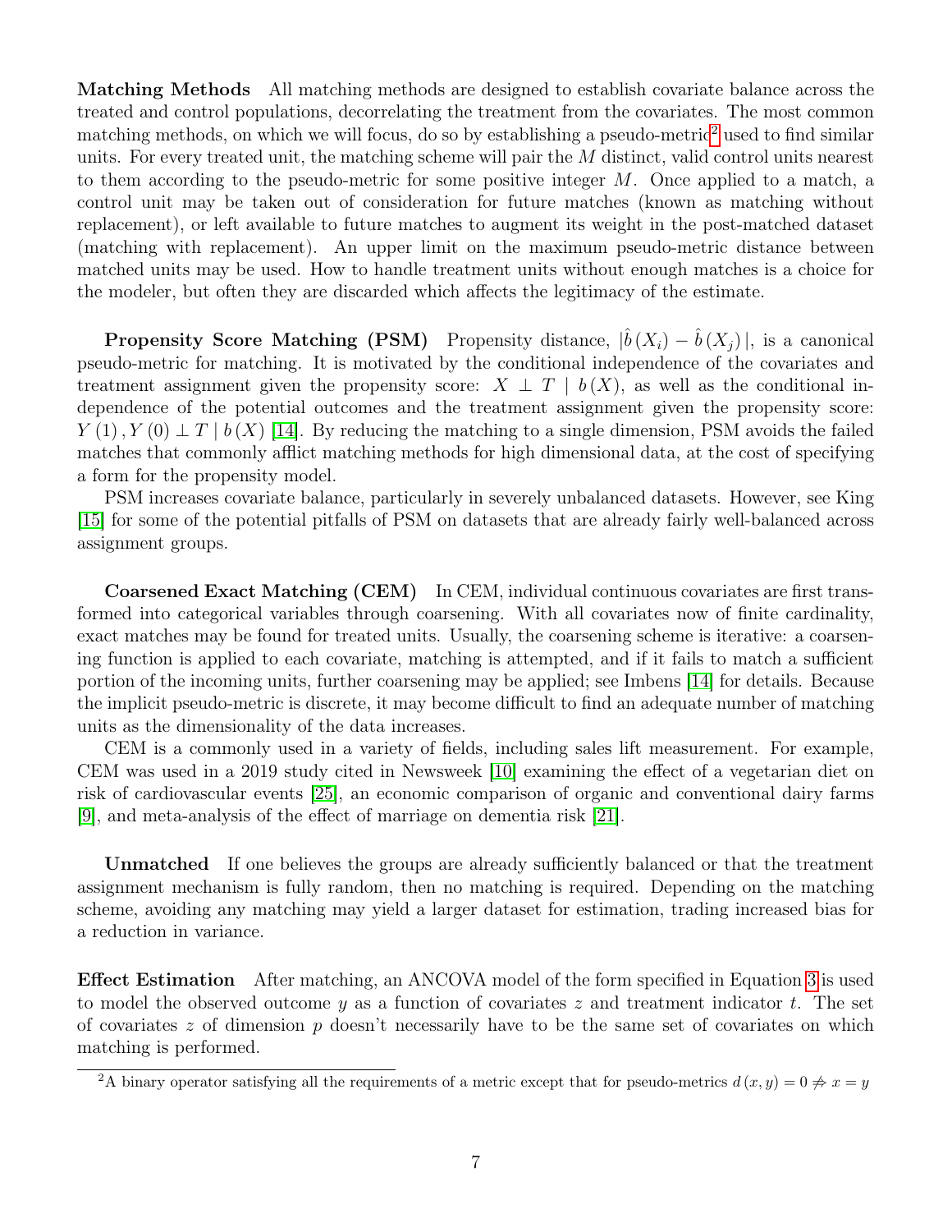**Matching Methods** All matching methods are designed to establish covariate balance across the treated and control populations, decorrelating the treatment from the covariates. The most common matching methods, on which we will focus, do so by establishing a pseudo-metric[2] used to find similar units. For every treated unit, the matching scheme will pair the $M$ distinct, valid control units nearest to them according to the pseudo-metric for some positive integer $M$. Once applied to a match, a control unit may be taken out of consideration for future matches (known as matching without replacement), or left available to future matches to augment its weight in the post-matched dataset (matching with replacement). An upper limit on the maximum pseudo-metric distance between matched units may be used. How to handle treatment units without enough matches is a choice for the modeler, but often they are discarded which affects the legitimacy of the estimate.

**Propensity Score Matching (PSM)** Propensity distance, $|\hat{b}(X_i) - \hat{b}(X_j)|$, is a canonical pseudo-metric for matching. It is motivated by the conditional independence of the covariates and treatment assignment given the propensity score: $X \perp T \mid b(X)$, as well as the conditional independence of the potential outcomes and the treatment assignment given the propensity score: $Y(1), Y(0) \perp T \mid b(X)$ [14]. By reducing the matching to a single dimension, PSM avoids the failed matches that commonly afflict matching methods for high dimensional data, at the cost of specifying a form for the propensity model.

PSM increases covariate balance, particularly in severely unbalanced datasets. However, see King [15] for some of the potential pitfalls of PSM on datasets that are already fairly well-balanced across assignment groups.

**Coarsened Exact Matching (CEM)** In CEM, individual continuous covariates are first transformed into categorical variables through coarsening. With all covariates now of finite cardinality, exact matches may be found for treated units. Usually, the coarsening scheme is iterative: a coarsening function is applied to each covariate, matching is attempted, and if it fails to match a sufficient portion of the incoming units, further coarsening may be applied; see Imbens [14] for details. Because the implicit pseudo-metric is discrete, it may become difficult to find an adequate number of matching units as the dimensionality of the data increases.

CEM is a commonly used in a variety of fields, including sales lift measurement. For example, CEM was used in a 2019 study cited in Newsweek [10] examining the effect of a vegetarian diet on risk of cardiovascular events [25], an economic comparison of organic and conventional dairy farms [9], and meta-analysis of the effect of marriage on dementia risk [21].

**Unmatched** If one believes the groups are already sufficiently balanced or that the treatment assignment mechanism is fully random, then no matching is required. Depending on the matching scheme, avoiding any matching may yield a larger dataset for estimation, trading increased bias for a reduction in variance.

**Effect Estimation** After matching, an ANCOVA model of the form specified in Equation 3 is used to model the observed outcome $y$ as a function of covariates $z$ and treatment indicator $t$. The set of covariates $z$ of dimension $p$ doesn't necessarily have to be the same set of covariates on which matching is performed.

[2] A binary operator satisfying all the requirements of a metric except that for pseudo-metrics $d(x, y) = 0 \not\Rightarrow x = y$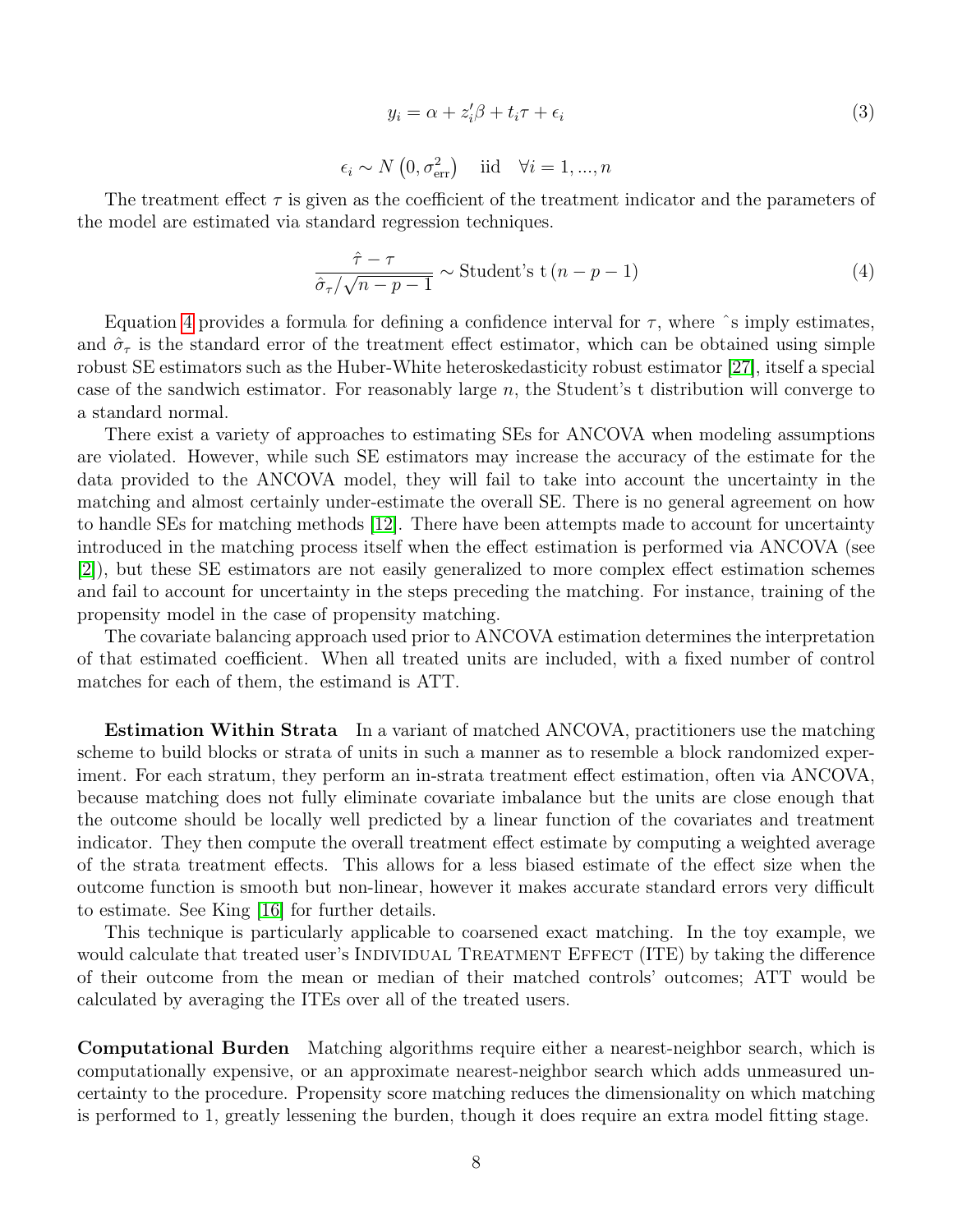$$y_i = \alpha + z_i'\beta + t_i\tau + \epsilon_i \tag{3}$$

$$\epsilon_i \sim N\left(0, \sigma^2_{\text{err}}\right) \quad \text{iid} \quad \forall i = 1, ..., n$$

The treatment effect $\tau$ is given as the coefficient of the treatment indicator and the parameters of the model are estimated via standard regression techniques.

$$\frac{\hat{\tau} - \tau}{\hat{\sigma}_\tau / \sqrt{n - p - 1}} \sim \text{Student's t}\left(n - p - 1\right) \tag{4}$$

Equation 4 provides a formula for defining a confidence interval for $\tau$, where ˆs imply estimates, and $\hat{\sigma}_\tau$ is the standard error of the treatment effect estimator, which can be obtained using simple robust SE estimators such as the Huber-White heteroskedasticity robust estimator [27], itself a special case of the sandwich estimator. For reasonably large $n$, the Student's t distribution will converge to a standard normal.

There exist a variety of approaches to estimating SEs for ANCOVA when modeling assumptions are violated. However, while such SE estimators may increase the accuracy of the estimate for the data provided to the ANCOVA model, they will fail to take into account the uncertainty in the matching and almost certainly under-estimate the overall SE. There is no general agreement on how to handle SEs for matching methods [12]. There have been attempts made to account for uncertainty introduced in the matching process itself when the effect estimation is performed via ANCOVA (see [2]), but these SE estimators are not easily generalized to more complex effect estimation schemes and fail to account for uncertainty in the steps preceding the matching. For instance, training of the propensity model in the case of propensity matching.

The covariate balancing approach used prior to ANCOVA estimation determines the interpretation of that estimated coefficient. When all treated units are included, with a fixed number of control matches for each of them, the estimand is ATT.

**Estimation Within Strata** In a variant of matched ANCOVA, practitioners use the matching scheme to build blocks or strata of units in such a manner as to resemble a block randomized experiment. For each stratum, they perform an in-strata treatment effect estimation, often via ANCOVA, because matching does not fully eliminate covariate imbalance but the units are close enough that the outcome should be locally well predicted by a linear function of the covariates and treatment indicator. They then compute the overall treatment effect estimate by computing a weighted average of the strata treatment effects. This allows for a less biased estimate of the effect size when the outcome function is smooth but non-linear, however it makes accurate standard errors very difficult to estimate. See King [16] for further details.

This technique is particularly applicable to coarsened exact matching. In the toy example, we would calculate that treated user's Individual Treatment Effect (ITE) by taking the difference of their outcome from the mean or median of their matched controls' outcomes; ATT would be calculated by averaging the ITEs over all of the treated users.

**Computational Burden** Matching algorithms require either a nearest-neighbor search, which is computationally expensive, or an approximate nearest-neighbor search which adds unmeasured uncertainty to the procedure. Propensity score matching reduces the dimensionality on which matching is performed to 1, greatly lessening the burden, though it does require an extra model fitting stage.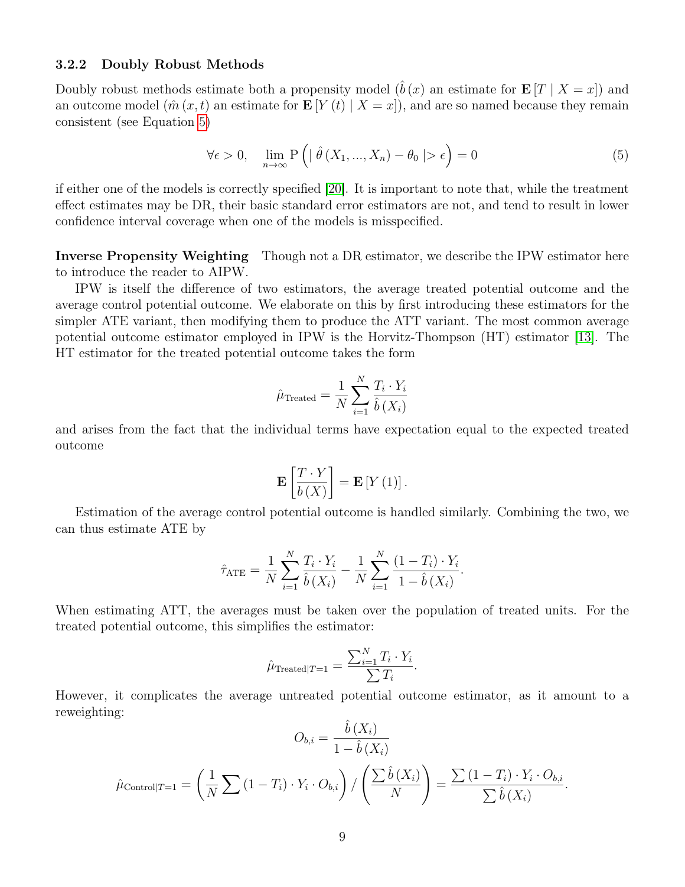### 3.2.2 Doubly Robust Methods

Doubly robust methods estimate both a propensity model ($\hat{b}(x)$ an estimate for $\mathbf{E}[T \mid X = x]$) and an outcome model ($\hat{m}(x,t)$ an estimate for $\mathbf{E}[Y(t) \mid X = x]$), and are so named because they remain consistent (see Equation 5)

$$\forall \epsilon > 0, \quad \lim_{n \to \infty} \mathrm{P}\left( \mid \hat{\theta}(X_1, ..., X_n) - \theta_0 \mid > \epsilon \right) = 0 \tag{5}$$

if either one of the models is correctly specified [20]. It is important to note that, while the treatment effect estimates may be DR, their basic standard error estimators are not, and tend to result in lower confidence interval coverage when one of the models is misspecified.

**Inverse Propensity Weighting** Though not a DR estimator, we describe the IPW estimator here to introduce the reader to AIPW.

IPW is itself the difference of two estimators, the average treated potential outcome and the average control potential outcome. We elaborate on this by first introducing these estimators for the simpler ATE variant, then modifying them to produce the ATT variant. The most common average potential outcome estimator employed in IPW is the Horvitz-Thompson (HT) estimator [13]. The HT estimator for the treated potential outcome takes the form

$$\hat{\mu}_{\text{Treated}} = \frac{1}{N} \sum_{i=1}^{N} \frac{T_i \cdot Y_i}{\hat{b}(X_i)}$$

and arises from the fact that the individual terms have expectation equal to the expected treated outcome

$$\mathbf{E}\left[\frac{T \cdot Y}{b(X)}\right] = \mathbf{E}[Y(1)].$$

Estimation of the average control potential outcome is handled similarly. Combining the two, we can thus estimate ATE by

$$\hat{\tau}_{\text{ATE}} = \frac{1}{N} \sum_{i=1}^{N} \frac{T_i \cdot Y_i}{\hat{b}(X_i)} - \frac{1}{N} \sum_{i=1}^{N} \frac{(1 - T_i) \cdot Y_i}{1 - \hat{b}(X_i)}.$$

When estimating ATT, the averages must be taken over the population of treated units. For the treated potential outcome, this simplifies the estimator:

$$\hat{\mu}_{\text{Treated}|T=1} = \frac{\sum_{i=1}^{N} T_i \cdot Y_i}{\sum T_i}.$$

However, it complicates the average untreated potential outcome estimator, as it amount to a reweighting:

$$O_{b,i} = \frac{\hat{b}(X_i)}{1 - \hat{b}(X_i)}$$

$$\hat{\mu}_{\text{Control}|T=1} = \left( \frac{1}{N} \sum (1 - T_i) \cdot Y_i \cdot O_{b,i} \right) / \left( \frac{\sum \hat{b}(X_i)}{N} \right) = \frac{\sum (1 - T_i) \cdot Y_i \cdot O_{b,i}}{\sum \hat{b}(X_i)}.$$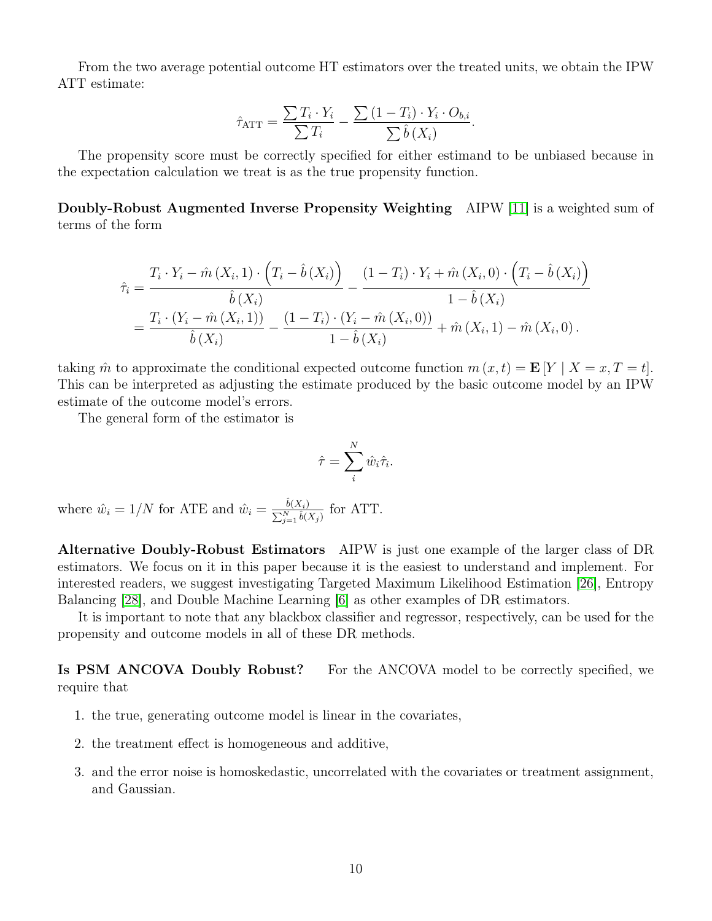From the two average potential outcome HT estimators over the treated units, we obtain the IPW ATT estimate:

$$\hat{\tau}_{\text{ATT}} = \frac{\sum T_i \cdot Y_i}{\sum T_i} - \frac{\sum (1 - T_i) \cdot Y_i \cdot O_{b,i}}{\sum \hat{b}(X_i)}.$$

The propensity score must be correctly specified for either estimand to be unbiased because in the expectation calculation we treat is as the true propensity function.

**Doubly-Robust Augmented Inverse Propensity Weighting** AIPW [11] is a weighted sum of terms of the form

$$\begin{aligned}
\hat{\tau}_i &= \frac{T_i \cdot Y_i - \hat{m}(X_i, 1) \cdot \left(T_i - \hat{b}(X_i)\right)}{\hat{b}(X_i)} - \frac{(1 - T_i) \cdot Y_i + \hat{m}(X_i, 0) \cdot \left(T_i - \hat{b}(X_i)\right)}{1 - \hat{b}(X_i)} \\
&= \frac{T_i \cdot (Y_i - \hat{m}(X_i, 1))}{\hat{b}(X_i)} - \frac{(1 - T_i) \cdot (Y_i - \hat{m}(X_i, 0))}{1 - \hat{b}(X_i)} + \hat{m}(X_i, 1) - \hat{m}(X_i, 0).
\end{aligned}$$

taking $\hat{m}$ to approximate the conditional expected outcome function $m(x, t) = \mathbf{E}[Y \mid X = x, T = t]$. This can be interpreted as adjusting the estimate produced by the basic outcome model by an IPW estimate of the outcome model's errors.

The general form of the estimator is

$$\hat{\tau} = \sum_{i}^{N} \hat{w}_i \hat{\tau}_i.$$

where $\hat{w}_i = 1/N$ for ATE and $\hat{w}_i = \frac{\hat{b}(X_i)}{\sum_{j=1}^{N} \hat{b}(X_j)}$ for ATT.

**Alternative Doubly-Robust Estimators** AIPW is just one example of the larger class of DR estimators. We focus on it in this paper because it is the easiest to understand and implement. For interested readers, we suggest investigating Targeted Maximum Likelihood Estimation [26], Entropy Balancing [28], and Double Machine Learning [6] as other examples of DR estimators.

It is important to note that any blackbox classifier and regressor, respectively, can be used for the propensity and outcome models in all of these DR methods.

**Is PSM ANCOVA Doubly Robust?** For the ANCOVA model to be correctly specified, we require that

1. the true, generating outcome model is linear in the covariates,
2. the treatment effect is homogeneous and additive,
3. and the error noise is homoskedastic, uncorrelated with the covariates or treatment assignment, and Gaussian.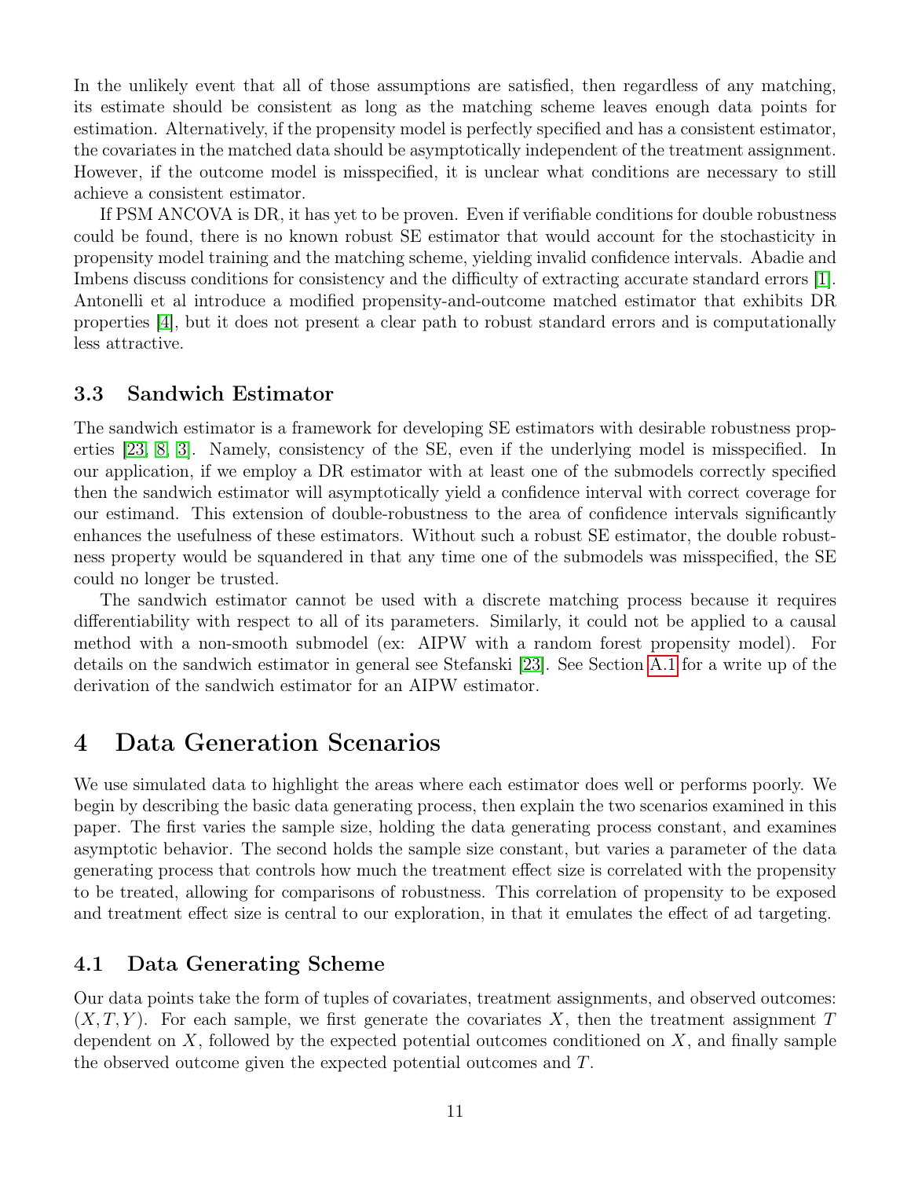In the unlikely event that all of those assumptions are satisfied, then regardless of any matching, its estimate should be consistent as long as the matching scheme leaves enough data points for estimation. Alternatively, if the propensity model is perfectly specified and has a consistent estimator, the covariates in the matched data should be asymptotically independent of the treatment assignment. However, if the outcome model is misspecified, it is unclear what conditions are necessary to still achieve a consistent estimator.

If PSM ANCOVA is DR, it has yet to be proven. Even if verifiable conditions for double robustness could be found, there is no known robust SE estimator that would account for the stochasticity in propensity model training and the matching scheme, yielding invalid confidence intervals. Abadie and Imbens discuss conditions for consistency and the difficulty of extracting accurate standard errors [1]. Antonelli et al introduce a modified propensity-and-outcome matched estimator that exhibits DR properties [4], but it does not present a clear path to robust standard errors and is computationally less attractive.

### 3.3 Sandwich Estimator

The sandwich estimator is a framework for developing SE estimators with desirable robustness properties [23, 8, 3]. Namely, consistency of the SE, even if the underlying model is misspecified. In our application, if we employ a DR estimator with at least one of the submodels correctly specified then the sandwich estimator will asymptotically yield a confidence interval with correct coverage for our estimand. This extension of double-robustness to the area of confidence intervals significantly enhances the usefulness of these estimators. Without such a robust SE estimator, the double robustness property would be squandered in that any time one of the submodels was misspecified, the SE could no longer be trusted.

The sandwich estimator cannot be used with a discrete matching process because it requires differentiability with respect to all of its parameters. Similarly, it could not be applied to a causal method with a non-smooth submodel (ex: AIPW with a random forest propensity model). For details on the sandwich estimator in general see Stefanski [23]. See Section A.1 for a write up of the derivation of the sandwich estimator for an AIPW estimator.

## 4 Data Generation Scenarios

We use simulated data to highlight the areas where each estimator does well or performs poorly. We begin by describing the basic data generating process, then explain the two scenarios examined in this paper. The first varies the sample size, holding the data generating process constant, and examines asymptotic behavior. The second holds the sample size constant, but varies a parameter of the data generating process that controls how much the treatment effect size is correlated with the propensity to be treated, allowing for comparisons of robustness. This correlation of propensity to be exposed and treatment effect size is central to our exploration, in that it emulates the effect of ad targeting.

### 4.1 Data Generating Scheme

Our data points take the form of tuples of covariates, treatment assignments, and observed outcomes: $(X, T, Y)$. For each sample, we first generate the covariates $X$, then the treatment assignment $T$ dependent on $X$, followed by the expected potential outcomes conditioned on $X$, and finally sample the observed outcome given the expected potential outcomes and $T$.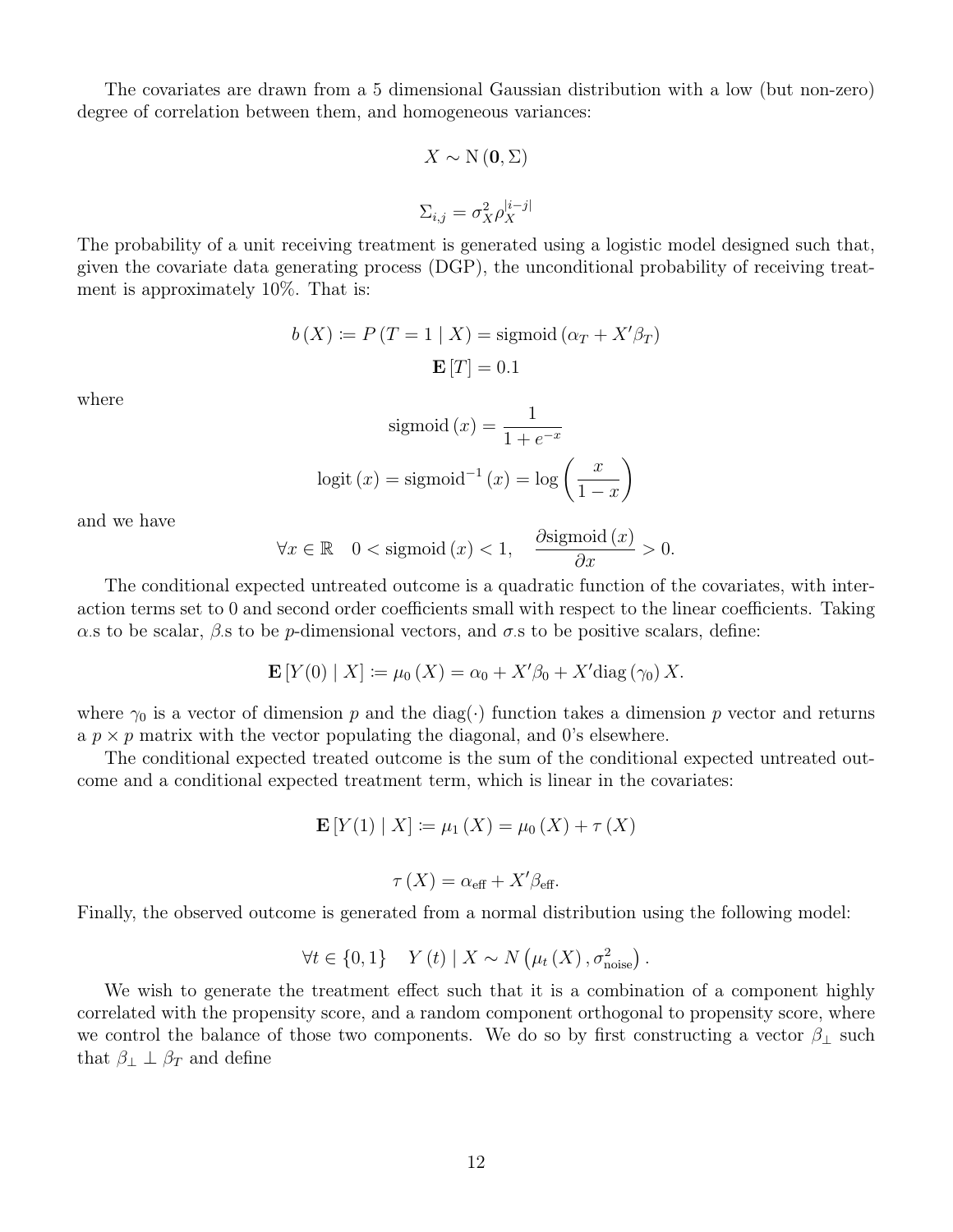The covariates are drawn from a 5 dimensional Gaussian distribution with a low (but non-zero) degree of correlation between them, and homogeneous variances:

$$X \sim \mathrm{N}\left(\mathbf{0}, \Sigma\right)$$

$$\Sigma_{i,j} = \sigma_X^2 \rho_X^{|i-j|}$$

The probability of a unit receiving treatment is generated using a logistic model designed such that, given the covariate data generating process (DGP), the unconditional probability of receiving treatment is approximately 10%. That is:

$$b\left(X\right) \coloneqq P\left(T = 1 \mid X\right) = \mathrm{sigmoid}\left(\alpha_T + X'\beta_T\right)$$
$$\mathbf{E}\left[T\right] = 0.1$$

where

$$\mathrm{sigmoid}\left(x\right) = \frac{1}{1 + e^{-x}}$$
$$\mathrm{logit}\left(x\right) = \mathrm{sigmoid}^{-1}\left(x\right) = \log\left(\frac{x}{1-x}\right)$$

and we have

$$\forall x \in \mathbb{R} \quad 0 < \mathrm{sigmoid}\left(x\right) < 1, \quad \frac{\partial \mathrm{sigmoid}\left(x\right)}{\partial x} > 0.$$

The conditional expected untreated outcome is a quadratic function of the covariates, with interaction terms set to 0 and second order coefficients small with respect to the linear coefficients. Taking $\alpha$.s to be scalar, $\beta$.s to be $p$-dimensional vectors, and $\sigma$.s to be positive scalars, define:

$$\mathbf{E}\left[Y(0) \mid X\right] \coloneqq \mu_0\left(X\right) = \alpha_0 + X'\beta_0 + X'\mathrm{diag}\left(\gamma_0\right)X.$$

where $\gamma_0$ is a vector of dimension $p$ and the diag$(\cdot)$ function takes a dimension $p$ vector and returns a $p \times p$ matrix with the vector populating the diagonal, and 0's elsewhere.

The conditional expected treated outcome is the sum of the conditional expected untreated outcome and a conditional expected treatment term, which is linear in the covariates:

$$\mathbf{E}\left[Y(1) \mid X\right] \coloneqq \mu_1\left(X\right) = \mu_0\left(X\right) + \tau\left(X\right)$$

$$\tau\left(X\right) = \alpha_{\text{eff}} + X'\beta_{\text{eff}}.$$

Finally, the observed outcome is generated from a normal distribution using the following model:

$$\forall t \in \{0, 1\} \quad Y\left(t\right) \mid X \sim N\left(\mu_t\left(X\right), \sigma_{\text{noise}}^2\right).$$

We wish to generate the treatment effect such that it is a combination of a component highly correlated with the propensity score, and a random component orthogonal to propensity score, where we control the balance of those two components. We do so by first constructing a vector $\beta_\perp$ such that $\beta_\perp \perp \beta_T$ and define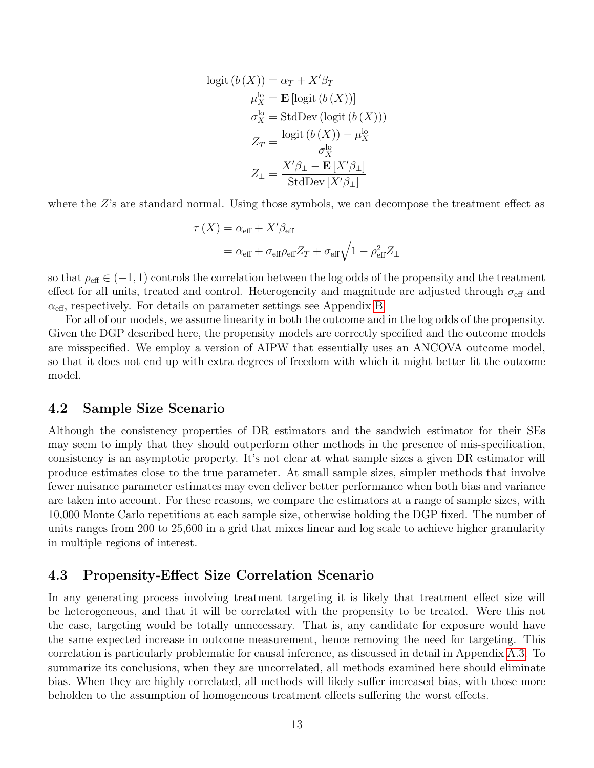$$
\begin{aligned}
\text{logit}\left(b\left(X\right)\right) &= \alpha_T + X'\beta_T \\
\mu_X^{\text{lo}} &= \mathbf{E}\left[\text{logit}\left(b\left(X\right)\right)\right] \\
\sigma_X^{\text{lo}} &= \text{StdDev}\left(\text{logit}\left(b\left(X\right)\right)\right) \\
Z_T &= \frac{\text{logit}\left(b\left(X\right)\right) - \mu_X^{\text{lo}}}{\sigma_X^{\text{lo}}} \\
Z_\perp &= \frac{X'\beta_\perp - \mathbf{E}\left[X'\beta_\perp\right]}{\text{StdDev}\left[X'\beta_\perp\right]}
\end{aligned}
$$

where the $Z$'s are standard normal. Using those symbols, we can decompose the treatment effect as

$$
\begin{aligned}
\tau\left(X\right) &= \alpha_{\text{eff}} + X'\beta_{\text{eff}} \\
&= \alpha_{\text{eff}} + \sigma_{\text{eff}}\rho_{\text{eff}}Z_T + \sigma_{\text{eff}}\sqrt{1-\rho_{\text{eff}}^2}Z_\perp
\end{aligned}
$$

so that $\rho_{\text{eff}} \in (-1, 1)$ controls the correlation between the log odds of the propensity and the treatment effect for all units, treated and control. Heterogeneity and magnitude are adjusted through $\sigma_{\text{eff}}$ and $\alpha_{\text{eff}}$, respectively. For details on parameter settings see Appendix B.

For all of our models, we assume linearity in both the outcome and in the log odds of the propensity. Given the DGP described here, the propensity models are correctly specified and the outcome models are misspecified. We employ a version of AIPW that essentially uses an ANCOVA outcome model, so that it does not end up with extra degrees of freedom with which it might better fit the outcome model.

## 4.2 Sample Size Scenario

Although the consistency properties of DR estimators and the sandwich estimator for their SEs may seem to imply that they should outperform other methods in the presence of mis-specification, consistency is an asymptotic property. It's not clear at what sample sizes a given DR estimator will produce estimates close to the true parameter. At small sample sizes, simpler methods that involve fewer nuisance parameter estimates may even deliver better performance when both bias and variance are taken into account. For these reasons, we compare the estimators at a range of sample sizes, with 10,000 Monte Carlo repetitions at each sample size, otherwise holding the DGP fixed. The number of units ranges from 200 to 25,600 in a grid that mixes linear and log scale to achieve higher granularity in multiple regions of interest.

## 4.3 Propensity-Effect Size Correlation Scenario

In any generating process involving treatment targeting it is likely that treatment effect size will be heterogeneous, and that it will be correlated with the propensity to be treated. Were this not the case, targeting would be totally unnecessary. That is, any candidate for exposure would have the same expected increase in outcome measurement, hence removing the need for targeting. This correlation is particularly problematic for causal inference, as discussed in detail in Appendix A.3. To summarize its conclusions, when they are uncorrelated, all methods examined here should eliminate bias. When they are highly correlated, all methods will likely suffer increased bias, with those more beholden to the assumption of homogeneous treatment effects suffering the worst effects.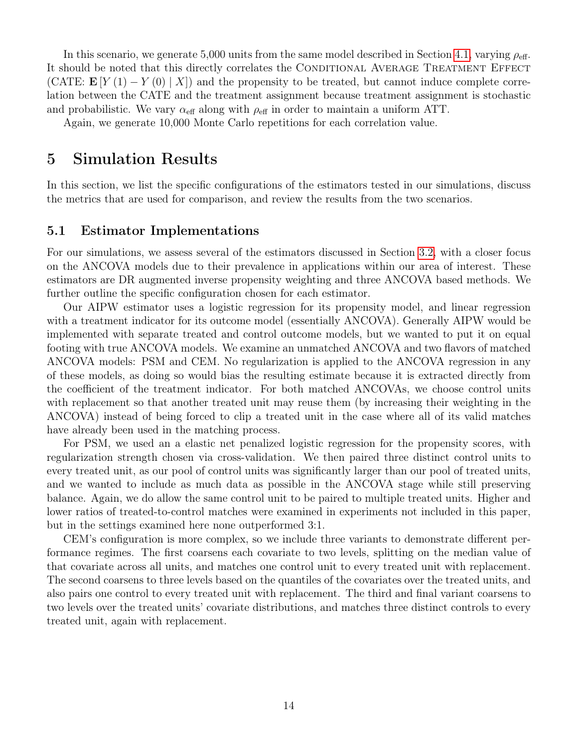In this scenario, we generate 5,000 units from the same model described in Section 4.1, varying $\rho_{\text{eff}}$. It should be noted that this directly correlates the Conditional Average Treatment Effect (CATE: $\mathbf{E}[Y(1) - Y(0) \mid X]$) and the propensity to be treated, but cannot induce complete correlation between the CATE and the treatment assignment because treatment assignment is stochastic and probabilistic. We vary $\alpha_{\text{eff}}$ along with $\rho_{\text{eff}}$ in order to maintain a uniform ATT.

Again, we generate 10,000 Monte Carlo repetitions for each correlation value.

# 5 Simulation Results

In this section, we list the specific configurations of the estimators tested in our simulations, discuss the metrics that are used for comparison, and review the results from the two scenarios.

## 5.1 Estimator Implementations

For our simulations, we assess several of the estimators discussed in Section 3.2, with a closer focus on the ANCOVA models due to their prevalence in applications within our area of interest. These estimators are DR augmented inverse propensity weighting and three ANCOVA based methods. We further outline the specific configuration chosen for each estimator.

Our AIPW estimator uses a logistic regression for its propensity model, and linear regression with a treatment indicator for its outcome model (essentially ANCOVA). Generally AIPW would be implemented with separate treated and control outcome models, but we wanted to put it on equal footing with true ANCOVA models. We examine an unmatched ANCOVA and two flavors of matched ANCOVA models: PSM and CEM. No regularization is applied to the ANCOVA regression in any of these models, as doing so would bias the resulting estimate because it is extracted directly from the coefficient of the treatment indicator. For both matched ANCOVAs, we choose control units with replacement so that another treated unit may reuse them (by increasing their weighting in the ANCOVA) instead of being forced to clip a treated unit in the case where all of its valid matches have already been used in the matching process.

For PSM, we used an a elastic net penalized logistic regression for the propensity scores, with regularization strength chosen via cross-validation. We then paired three distinct control units to every treated unit, as our pool of control units was significantly larger than our pool of treated units, and we wanted to include as much data as possible in the ANCOVA stage while still preserving balance. Again, we do allow the same control unit to be paired to multiple treated units. Higher and lower ratios of treated-to-control matches were examined in experiments not included in this paper, but in the settings examined here none outperformed 3:1.

CEM's configuration is more complex, so we include three variants to demonstrate different performance regimes. The first coarsens each covariate to two levels, splitting on the median value of that covariate across all units, and matches one control unit to every treated unit with replacement. The second coarsens to three levels based on the quantiles of the covariates over the treated units, and also pairs one control to every treated unit with replacement. The third and final variant coarsens to two levels over the treated units' covariate distributions, and matches three distinct controls to every treated unit, again with replacement.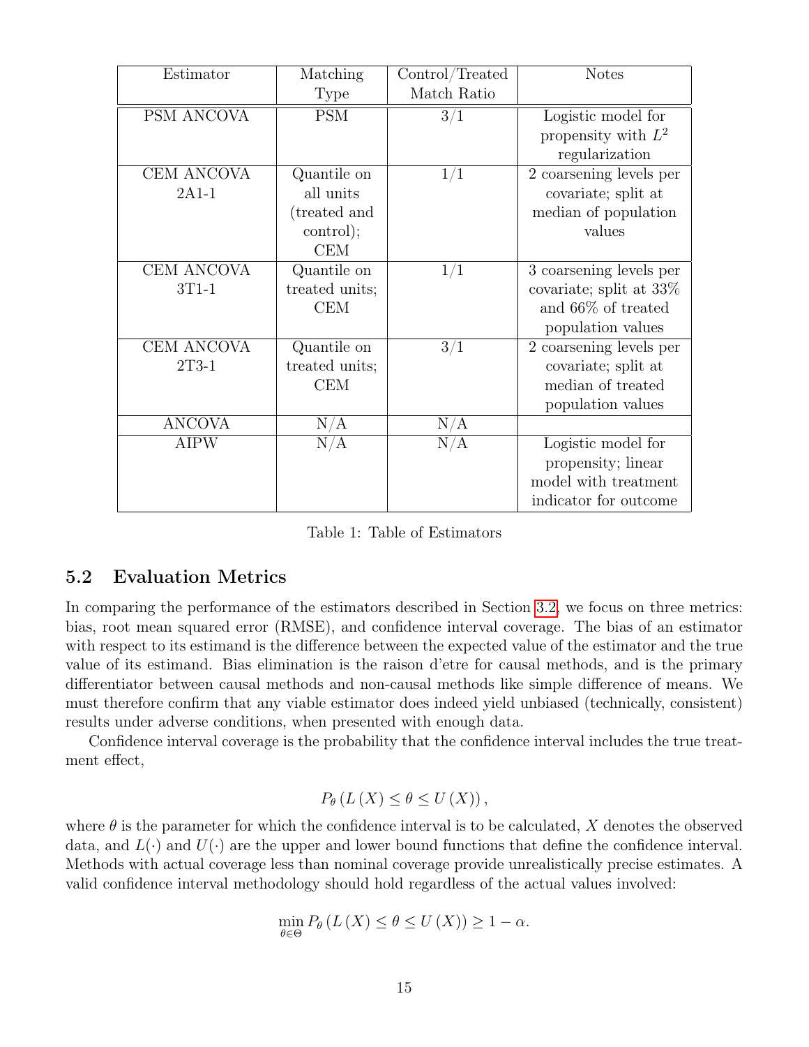| Estimator | Matching Type | Control/Treated Match Ratio | Notes |
|---|---|---|---|
| PSM ANCOVA | PSM | 3/1 | Logistic model for propensity with $L^2$ regularization |
| CEM ANCOVA 2A1-1 | Quantile on all units (treated and control); CEM | 1/1 | 2 coarsening levels per covariate; split at median of population values |
| CEM ANCOVA 3T1-1 | Quantile on treated units; CEM | 1/1 | 3 coarsening levels per covariate; split at 33% and 66% of treated population values |
| CEM ANCOVA 2T3-1 | Quantile on treated units; CEM | 3/1 | 2 coarsening levels per covariate; split at median of treated population values |
| ANCOVA | N/A | N/A | |
| AIPW | N/A | N/A | Logistic model for propensity; linear model with treatment indicator for outcome |

Table 1: Table of Estimators

## 5.2 Evaluation Metrics

In comparing the performance of the estimators described in Section 3.2, we focus on three metrics: bias, root mean squared error (RMSE), and confidence interval coverage. The bias of an estimator with respect to its estimand is the difference between the expected value of the estimator and the true value of its estimand. Bias elimination is the raison d'etre for causal methods, and is the primary differentiator between causal methods and non-causal methods like simple difference of means. We must therefore confirm that any viable estimator does indeed yield unbiased (technically, consistent) results under adverse conditions, when presented with enough data.

Confidence interval coverage is the probability that the confidence interval includes the true treatment effect,

$$P_{\theta}\left(L\left(X\right) \leq \theta \leq U\left(X\right)\right),$$

where $\theta$ is the parameter for which the confidence interval is to be calculated, $X$ denotes the observed data, and $L(\cdot)$ and $U(\cdot)$ are the upper and lower bound functions that define the confidence interval. Methods with actual coverage less than nominal coverage provide unrealistically precise estimates. A valid confidence interval methodology should hold regardless of the actual values involved:

$$\min_{\theta \in \Theta} P_{\theta}\left(L\left(X\right) \leq \theta \leq U\left(X\right)\right) \geq 1 - \alpha.$$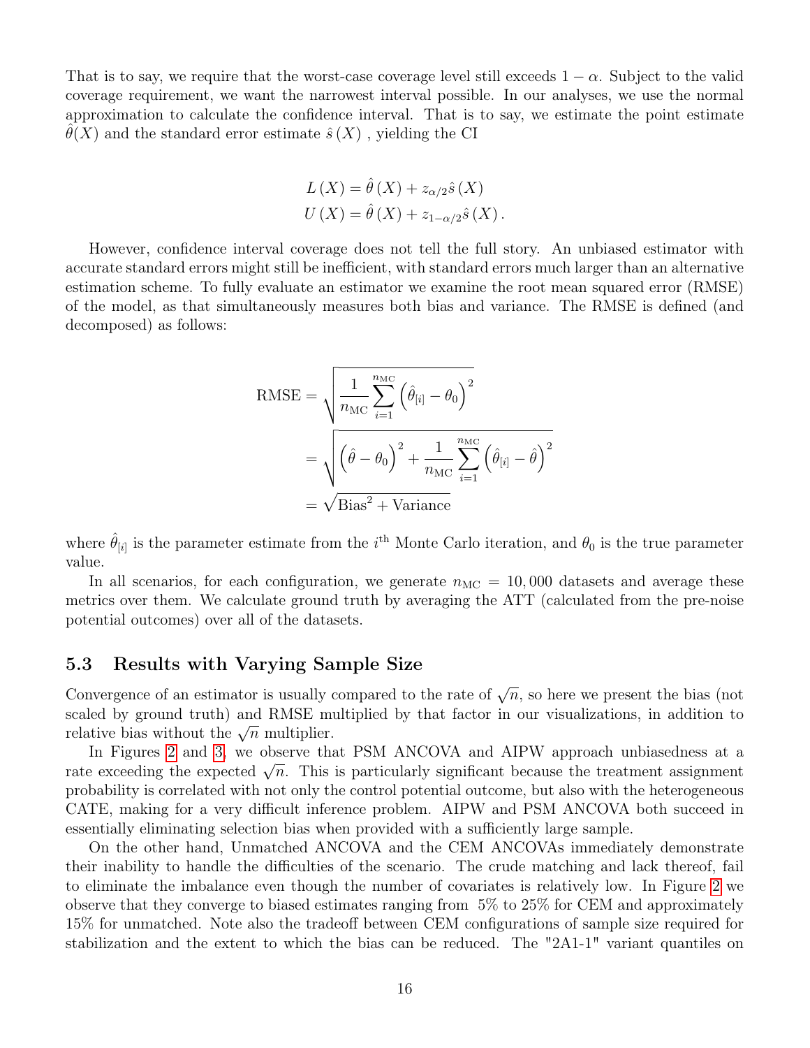That is to say, we require that the worst-case coverage level still exceeds $1-\alpha$. Subject to the valid coverage requirement, we want the narrowest interval possible. In our analyses, we use the normal approximation to calculate the confidence interval. That is to say, we estimate the point estimate $\hat{\theta}(X)$ and the standard error estimate $\hat{s}(X)$ , yielding the CI

$$
\begin{aligned}
L(X) &= \hat{\theta}(X) + z_{\alpha/2}\hat{s}(X) \\
U(X) &= \hat{\theta}(X) + z_{1-\alpha/2}\hat{s}(X).
\end{aligned}
$$

However, confidence interval coverage does not tell the full story. An unbiased estimator with accurate standard errors might still be inefficient, with standard errors much larger than an alternative estimation scheme. To fully evaluate an estimator we examine the root mean squared error (RMSE) of the model, as that simultaneously measures both bias and variance. The RMSE is defined (and decomposed) as follows:

$$
\begin{aligned}
\text{RMSE} &= \sqrt{\frac{1}{n_{\text{MC}}}\sum_{i=1}^{n_{\text{MC}}}\left(\hat{\theta}_{[i]} - \theta_0\right)^2} \\
&= \sqrt{\left(\hat{\theta} - \theta_0\right)^2 + \frac{1}{n_{\text{MC}}}\sum_{i=1}^{n_{\text{MC}}}\left(\hat{\theta}_{[i]} - \hat{\theta}\right)^2} \\
&= \sqrt{\text{Bias}^2 + \text{Variance}}
\end{aligned}
$$

where $\hat{\theta}_{[i]}$ is the parameter estimate from the $i^{\text{th}}$ Monte Carlo iteration, and $\theta_0$ is the true parameter value.

In all scenarios, for each configuration, we generate $n_{\text{MC}} = 10,000$ datasets and average these metrics over them. We calculate ground truth by averaging the ATT (calculated from the pre-noise potential outcomes) over all of the datasets.

### 5.3 Results with Varying Sample Size

Convergence of an estimator is usually compared to the rate of $\sqrt{n}$, so here we present the bias (not scaled by ground truth) and RMSE multiplied by that factor in our visualizations, in addition to relative bias without the $\sqrt{n}$ multiplier.

In Figures 2 and 3, we observe that PSM ANCOVA and AIPW approach unbiasedness at a rate exceeding the expected $\sqrt{n}$. This is particularly significant because the treatment assignment probability is correlated with not only the control potential outcome, but also with the heterogeneous CATE, making for a very difficult inference problem. AIPW and PSM ANCOVA both succeed in essentially eliminating selection bias when provided with a sufficiently large sample.

On the other hand, Unmatched ANCOVA and the CEM ANCOVAs immediately demonstrate their inability to handle the difficulties of the scenario. The crude matching and lack thereof, fail to eliminate the imbalance even though the number of covariates is relatively low. In Figure 2 we observe that they converge to biased estimates ranging from 5% to 25% for CEM and approximately 15% for unmatched. Note also the tradeoff between CEM configurations of sample size required for stabilization and the extent to which the bias can be reduced. The "2A1-1" variant quantiles on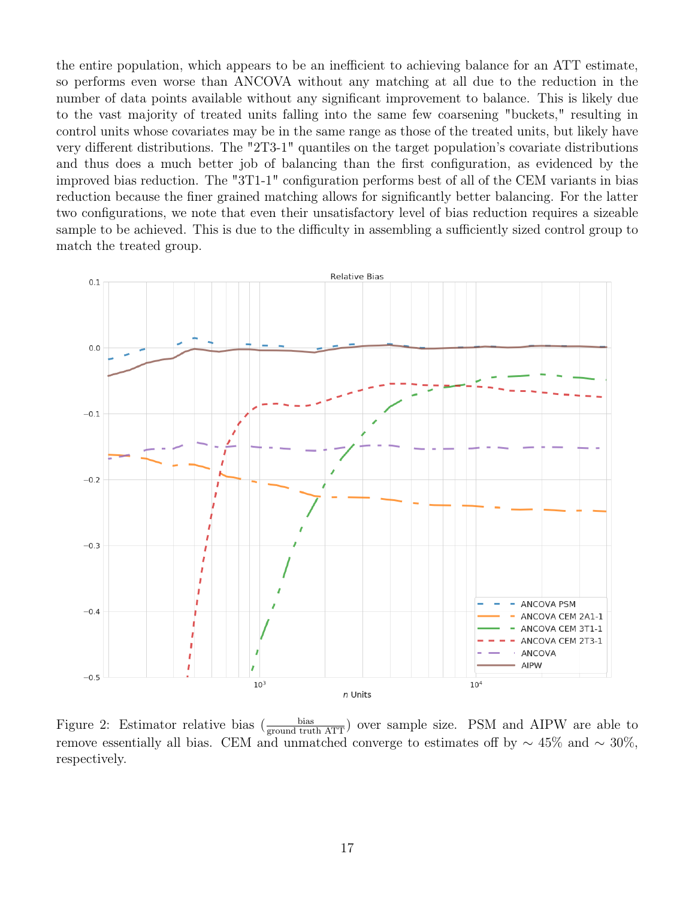the entire population, which appears to be an inefficient to achieving balance for an ATT estimate, so performs even worse than ANCOVA without any matching at all due to the reduction in the number of data points available without any significant improvement to balance. This is likely due to the vast majority of treated units falling into the same few coarsening "buckets," resulting in control units whose covariates may be in the same range as those of the treated units, but likely have very different distributions. The "2T3-1" quantiles on the target population's covariate distributions and thus does a much better job of balancing than the first configuration, as evidenced by the improved bias reduction. The "3T1-1" configuration performs best of all of the CEM variants in bias reduction because the finer grained matching allows for significantly better balancing. For the latter two configurations, we note that even their unsatisfactory level of bias reduction requires a sizeable sample to be achieved. This is due to the difficulty in assembling a sufficiently sized control group to match the treated group.

Figure 2: Estimator relative bias ($\frac{\text{bias}}{\text{ground truth ATT}}$) over sample size. PSM and AIPW are able to remove essentially all bias. CEM and unmatched converge to estimates off by $\sim 45\%$ and $\sim 30\%$, respectively.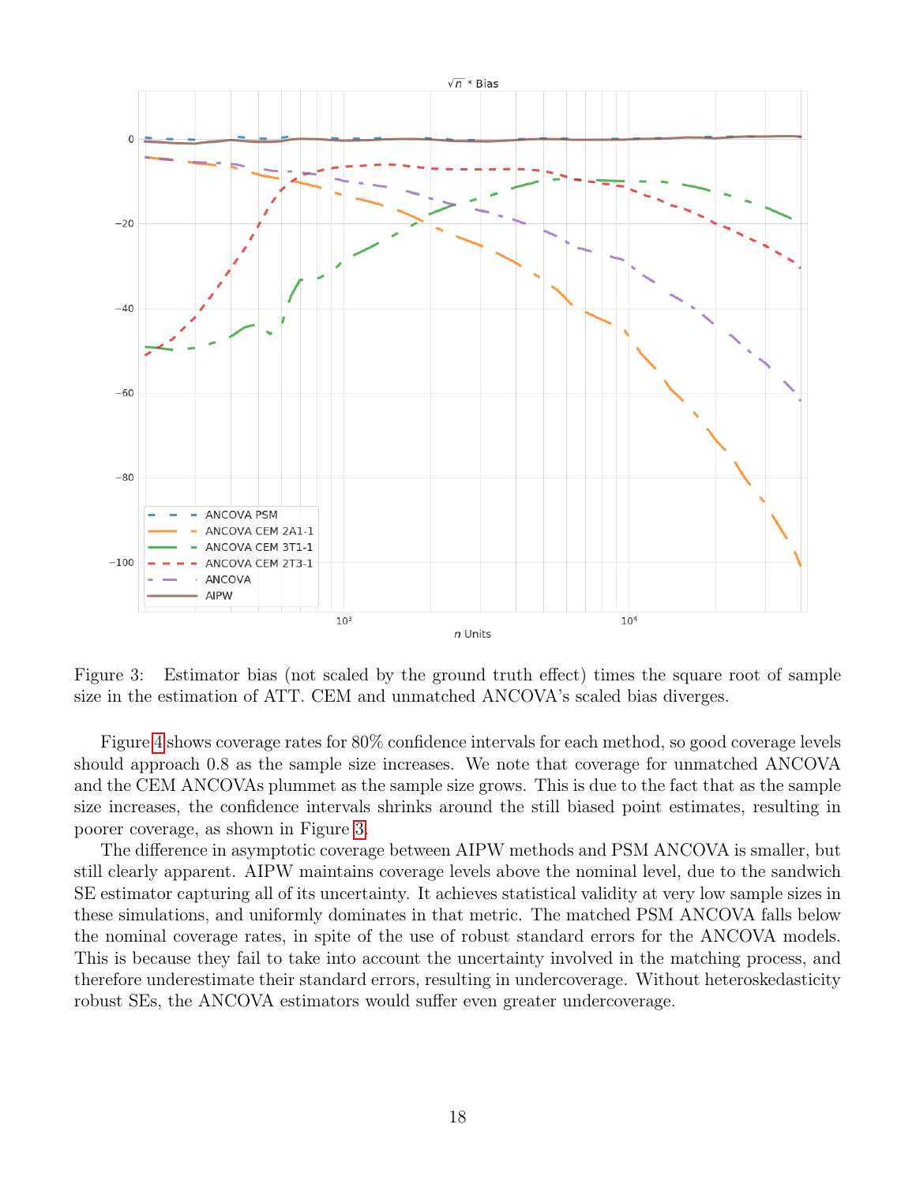Figure 3: Estimator bias (not scaled by the ground truth effect) times the square root of sample size in the estimation of ATT. CEM and unmatched ANCOVA's scaled bias diverges.

Figure 4 shows coverage rates for 80% confidence intervals for each method, so good coverage levels should approach 0.8 as the sample size increases. We note that coverage for unmatched ANCOVA and the CEM ANCOVAs plummet as the sample size grows. This is due to the fact that as the sample size increases, the confidence intervals shrinks around the still biased point estimates, resulting in poorer coverage, as shown in Figure 3.

The difference in asymptotic coverage between AIPW methods and PSM ANCOVA is smaller, but still clearly apparent. AIPW maintains coverage levels above the nominal level, due to the sandwich SE estimator capturing all of its uncertainty. It achieves statistical validity at very low sample sizes in these simulations, and uniformly dominates in that metric. The matched PSM ANCOVA falls below the nominal coverage rates, in spite of the use of robust standard errors for the ANCOVA models. This is because they fail to take into account the uncertainty involved in the matching process, and therefore underestimate their standard errors, resulting in undercoverage. Without heteroskedasticity robust SEs, the ANCOVA estimators would suffer even greater undercoverage.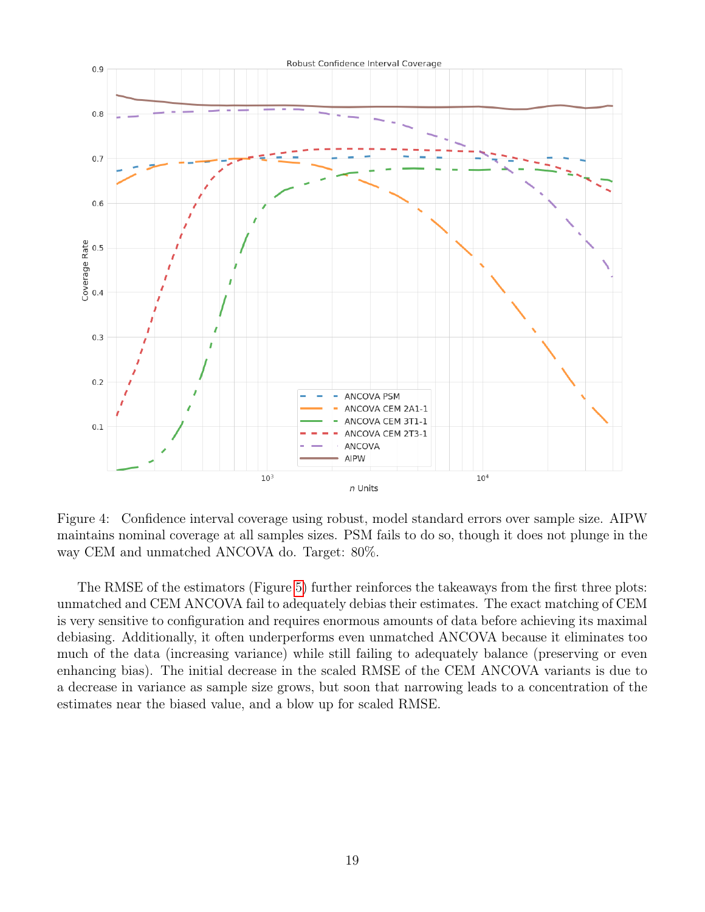Figure 4: Confidence interval coverage using robust, model standard errors over sample size. AIPW maintains nominal coverage at all samples sizes. PSM fails to do so, though it does not plunge in the way CEM and unmatched ANCOVA do. Target: 80%.

The RMSE of the estimators (Figure 5) further reinforces the takeaways from the first three plots: unmatched and CEM ANCOVA fail to adequately debias their estimates. The exact matching of CEM is very sensitive to configuration and requires enormous amounts of data before achieving its maximal debiasing. Additionally, it often underperforms even unmatched ANCOVA because it eliminates too much of the data (increasing variance) while still failing to adequately balance (preserving or even enhancing bias). The initial decrease in the scaled RMSE of the CEM ANCOVA variants is due to a decrease in variance as sample size grows, but soon that narrowing leads to a concentration of the estimates near the biased value, and a blow up for scaled RMSE.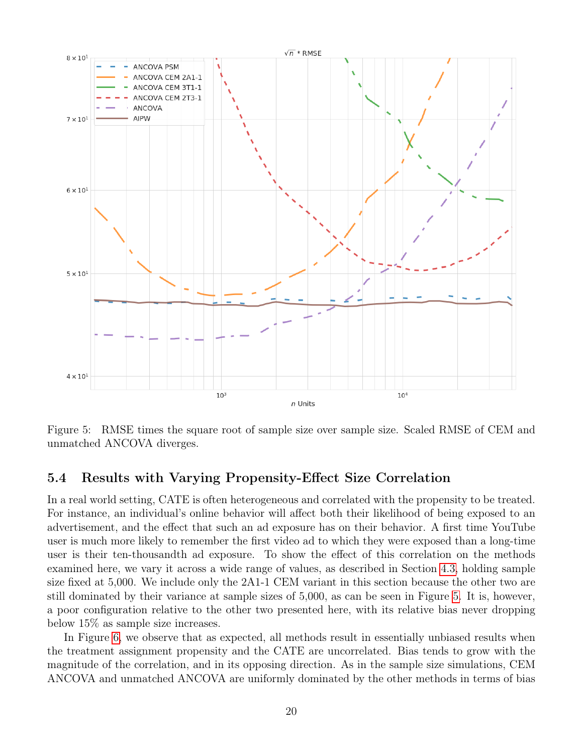Figure 5: RMSE times the square root of sample size over sample size. Scaled RMSE of CEM and unmatched ANCOVA diverges.

### 5.4 Results with Varying Propensity-Effect Size Correlation

In a real world setting, CATE is often heterogeneous and correlated with the propensity to be treated. For instance, an individual's online behavior will affect both their likelihood of being exposed to an advertisement, and the effect that such an ad exposure has on their behavior. A first time YouTube user is much more likely to remember the first video ad to which they were exposed than a long-time user is their ten-thousandth ad exposure. To show the effect of this correlation on the methods examined here, we vary it across a wide range of values, as described in Section 4.3, holding sample size fixed at 5,000. We include only the 2A1-1 CEM variant in this section because the other two are still dominated by their variance at sample sizes of 5,000, as can be seen in Figure 5. It is, however, a poor configuration relative to the other two presented here, with its relative bias never dropping below 15% as sample size increases.

In Figure 6, we observe that as expected, all methods result in essentially unbiased results when the treatment assignment propensity and the CATE are uncorrelated. Bias tends to grow with the magnitude of the correlation, and in its opposing direction. As in the sample size simulations, CEM ANCOVA and unmatched ANCOVA are uniformly dominated by the other methods in terms of bias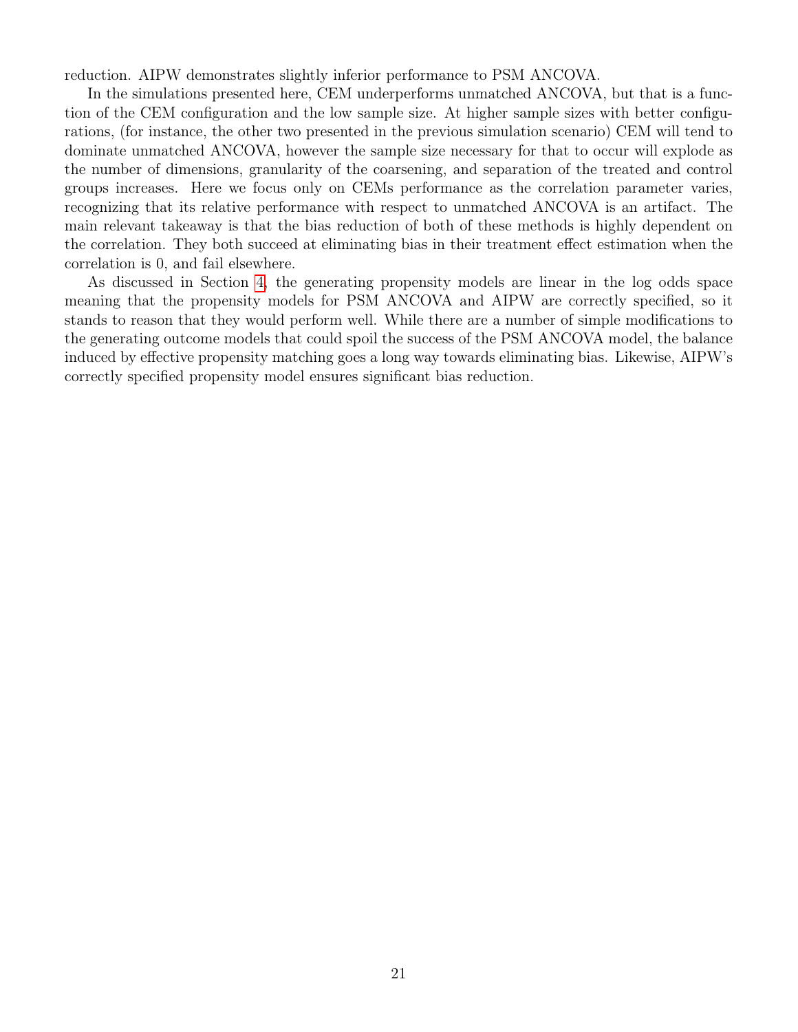reduction. AIPW demonstrates slightly inferior performance to PSM ANCOVA.

In the simulations presented here, CEM underperforms unmatched ANCOVA, but that is a function of the CEM configuration and the low sample size. At higher sample sizes with better configurations, (for instance, the other two presented in the previous simulation scenario) CEM will tend to dominate unmatched ANCOVA, however the sample size necessary for that to occur will explode as the number of dimensions, granularity of the coarsening, and separation of the treated and control groups increases. Here we focus only on CEMs performance as the correlation parameter varies, recognizing that its relative performance with respect to unmatched ANCOVA is an artifact. The main relevant takeaway is that the bias reduction of both of these methods is highly dependent on the correlation. They both succeed at eliminating bias in their treatment effect estimation when the correlation is 0, and fail elsewhere.

As discussed in Section 4, the generating propensity models are linear in the log odds space meaning that the propensity models for PSM ANCOVA and AIPW are correctly specified, so it stands to reason that they would perform well. While there are a number of simple modifications to the generating outcome models that could spoil the success of the PSM ANCOVA model, the balance induced by effective propensity matching goes a long way towards eliminating bias. Likewise, AIPW's correctly specified propensity model ensures significant bias reduction.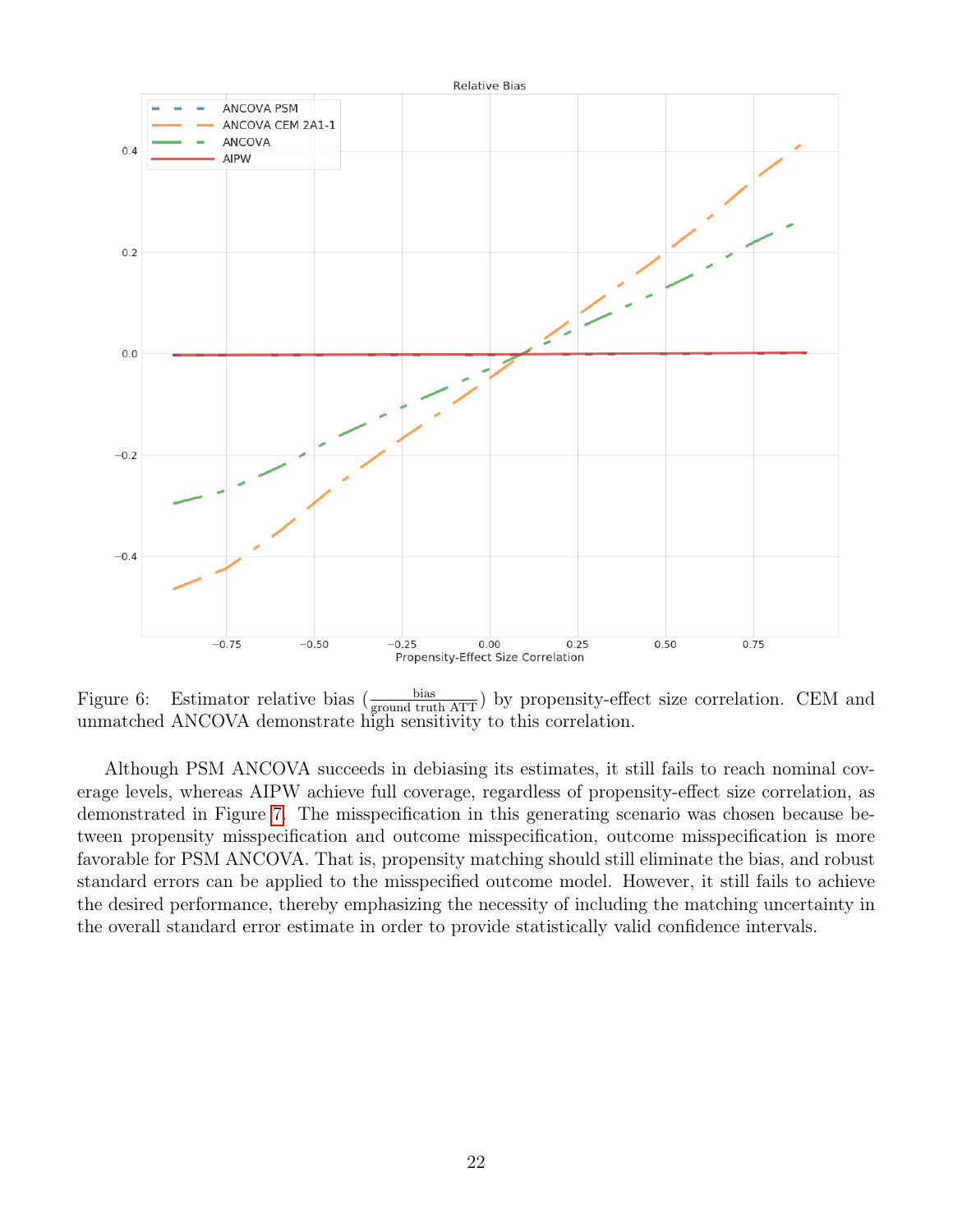Figure 6: Estimator relative bias ($\frac{\text{bias}}{\text{ground truth ATT}}$) by propensity-effect size correlation. CEM and unmatched ANCOVA demonstrate high sensitivity to this correlation.

Although PSM ANCOVA succeeds in debiasing its estimates, it still fails to reach nominal coverage levels, whereas AIPW achieve full coverage, regardless of propensity-effect size correlation, as demonstrated in Figure 7. The misspecification in this generating scenario was chosen because between propensity misspecification and outcome misspecification, outcome misspecification is more favorable for PSM ANCOVA. That is, propensity matching should still eliminate the bias, and robust standard errors can be applied to the misspecified outcome model. However, it still fails to achieve the desired performance, thereby emphasizing the necessity of including the matching uncertainty in the overall standard error estimate in order to provide statistically valid confidence intervals.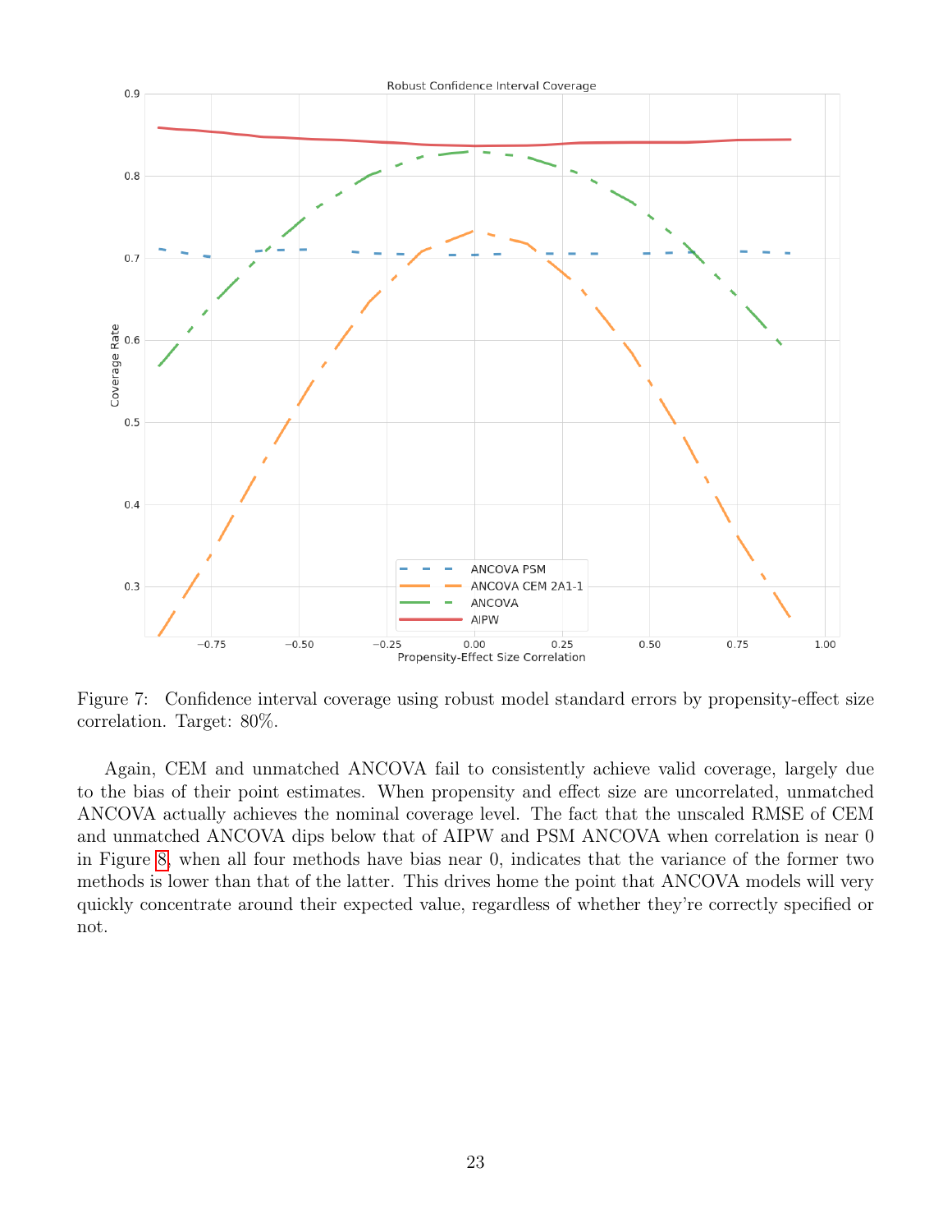Figure 7: Confidence interval coverage using robust model standard errors by propensity-effect size correlation. Target: 80%.

Again, CEM and unmatched ANCOVA fail to consistently achieve valid coverage, largely due to the bias of their point estimates. When propensity and effect size are uncorrelated, unmatched ANCOVA actually achieves the nominal coverage level. The fact that the unscaled RMSE of CEM and unmatched ANCOVA dips below that of AIPW and PSM ANCOVA when correlation is near 0 in Figure 8, when all four methods have bias near 0, indicates that the variance of the former two methods is lower than that of the latter. This drives home the point that ANCOVA models will very quickly concentrate around their expected value, regardless of whether they're correctly specified or not.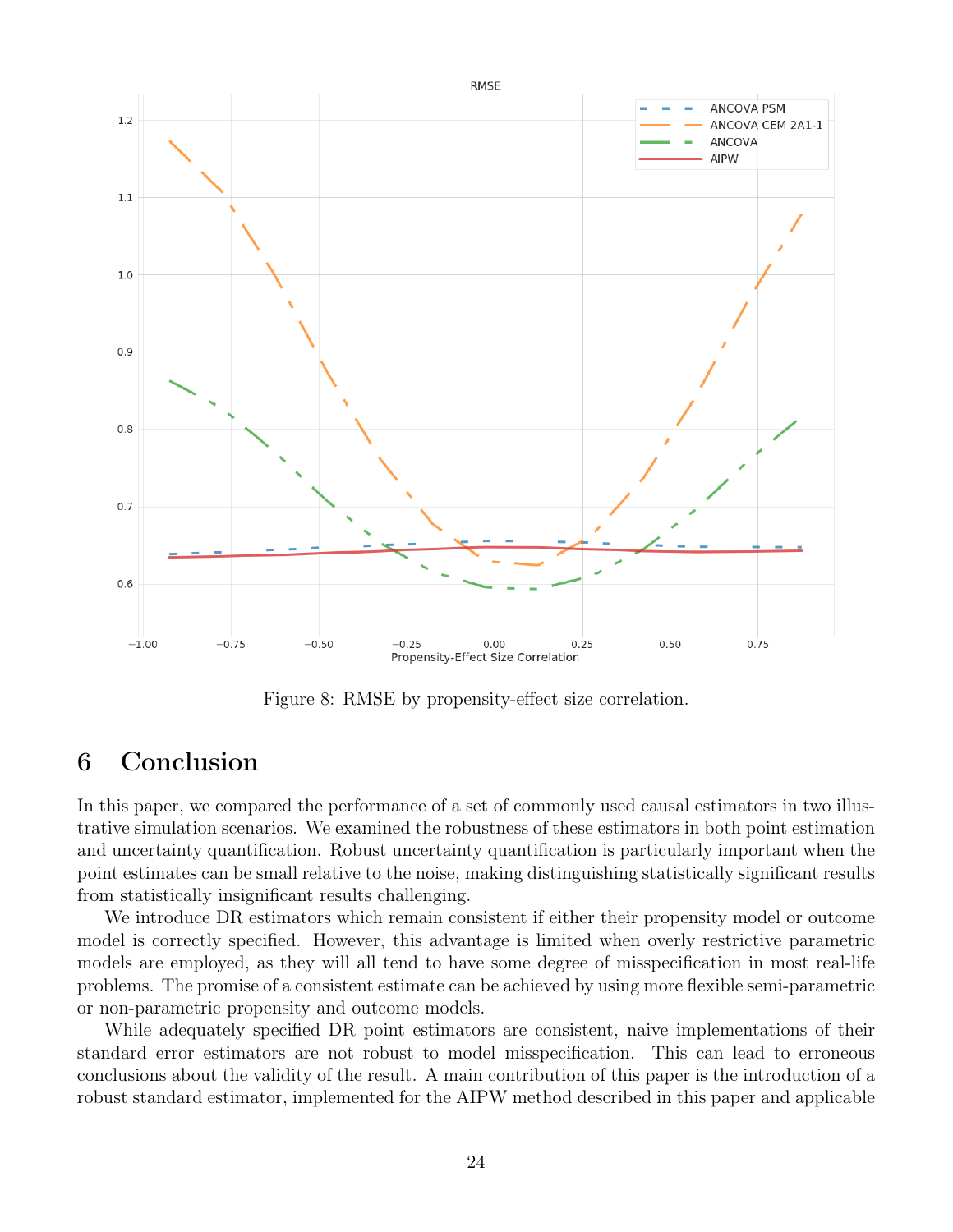Figure 8: RMSE by propensity-effect size correlation.

# 6 Conclusion

In this paper, we compared the performance of a set of commonly used causal estimators in two illustrative simulation scenarios. We examined the robustness of these estimators in both point estimation and uncertainty quantification. Robust uncertainty quantification is particularly important when the point estimates can be small relative to the noise, making distinguishing statistically significant results from statistically insignificant results challenging.

We introduce DR estimators which remain consistent if either their propensity model or outcome model is correctly specified. However, this advantage is limited when overly restrictive parametric models are employed, as they will all tend to have some degree of misspecification in most real-life problems. The promise of a consistent estimate can be achieved by using more flexible semi-parametric or non-parametric propensity and outcome models.

While adequately specified DR point estimators are consistent, naive implementations of their standard error estimators are not robust to model misspecification. This can lead to erroneous conclusions about the validity of the result. A main contribution of this paper is the introduction of a robust standard estimator, implemented for the AIPW method described in this paper and applicable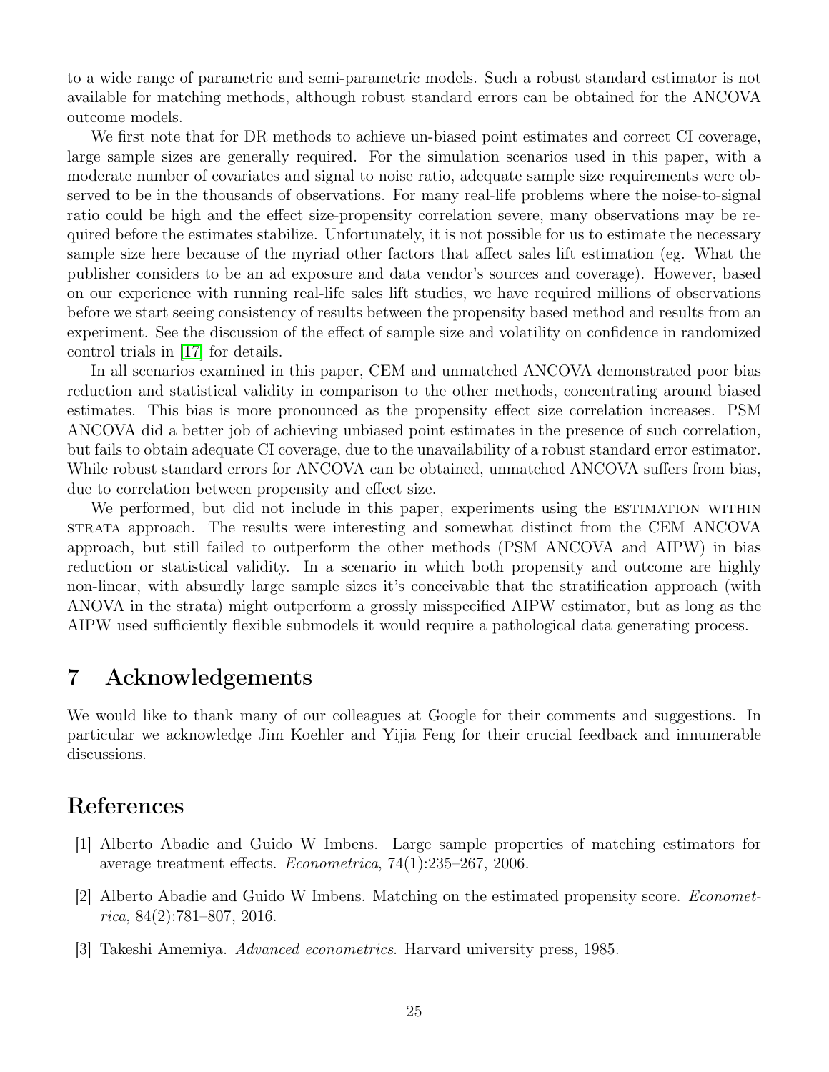to a wide range of parametric and semi-parametric models. Such a robust standard estimator is not available for matching methods, although robust standard errors can be obtained for the ANCOVA outcome models.

We first note that for DR methods to achieve un-biased point estimates and correct CI coverage, large sample sizes are generally required. For the simulation scenarios used in this paper, with a moderate number of covariates and signal to noise ratio, adequate sample size requirements were observed to be in the thousands of observations. For many real-life problems where the noise-to-signal ratio could be high and the effect size-propensity correlation severe, many observations may be required before the estimates stabilize. Unfortunately, it is not possible for us to estimate the necessary sample size here because of the myriad other factors that affect sales lift estimation (eg. What the publisher considers to be an ad exposure and data vendor's sources and coverage). However, based on our experience with running real-life sales lift studies, we have required millions of observations before we start seeing consistency of results between the propensity based method and results from an experiment. See the discussion of the effect of sample size and volatility on confidence in randomized control trials in [17] for details.

In all scenarios examined in this paper, CEM and unmatched ANCOVA demonstrated poor bias reduction and statistical validity in comparison to the other methods, concentrating around biased estimates. This bias is more pronounced as the propensity effect size correlation increases. PSM ANCOVA did a better job of achieving unbiased point estimates in the presence of such correlation, but fails to obtain adequate CI coverage, due to the unavailability of a robust standard error estimator. While robust standard errors for ANCOVA can be obtained, unmatched ANCOVA suffers from bias, due to correlation between propensity and effect size.

We performed, but did not include in this paper, experiments using the ESTIMATION WITHIN STRATA approach. The results were interesting and somewhat distinct from the CEM ANCOVA approach, but still failed to outperform the other methods (PSM ANCOVA and AIPW) in bias reduction or statistical validity. In a scenario in which both propensity and outcome are highly non-linear, with absurdly large sample sizes it's conceivable that the stratification approach (with ANOVA in the strata) might outperform a grossly misspecified AIPW estimator, but as long as the AIPW used sufficiently flexible submodels it would require a pathological data generating process.

# 7 Acknowledgements

We would like to thank many of our colleagues at Google for their comments and suggestions. In particular we acknowledge Jim Koehler and Yijia Feng for their crucial feedback and innumerable discussions.

# References

[1] Alberto Abadie and Guido W Imbens. Large sample properties of matching estimators for average treatment effects. *Econometrica*, 74(1):235–267, 2006.

[2] Alberto Abadie and Guido W Imbens. Matching on the estimated propensity score. *Econometrica*, 84(2):781–807, 2016.

[3] Takeshi Amemiya. *Advanced econometrics*. Harvard university press, 1985.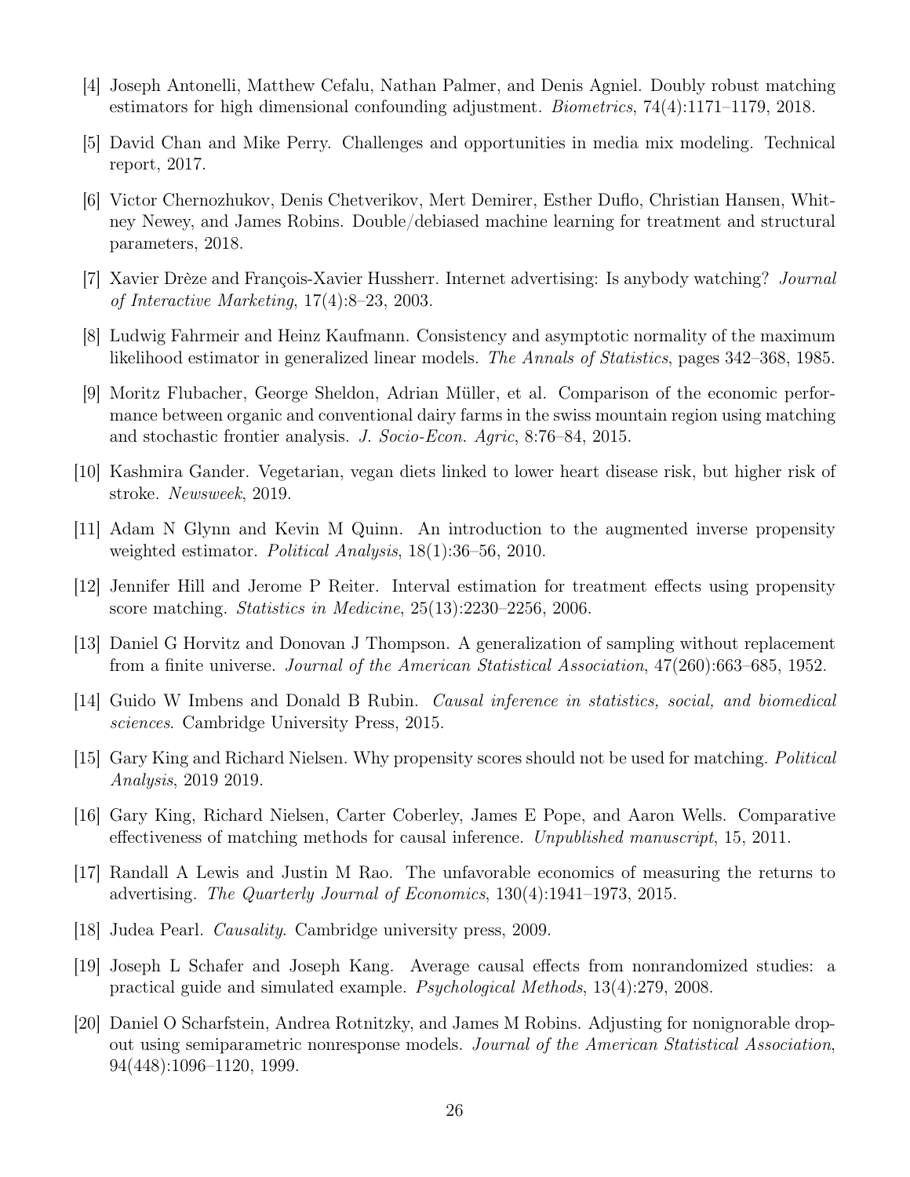[4] Joseph Antonelli, Matthew Cefalu, Nathan Palmer, and Denis Agniel. Doubly robust matching estimators for high dimensional confounding adjustment. *Biometrics*, 74(4):1171–1179, 2018.

[5] David Chan and Mike Perry. Challenges and opportunities in media mix modeling. Technical report, 2017.

[6] Victor Chernozhukov, Denis Chetverikov, Mert Demirer, Esther Duflo, Christian Hansen, Whitney Newey, and James Robins. Double/debiased machine learning for treatment and structural parameters, 2018.

[7] Xavier Drèze and François-Xavier Hussherr. Internet advertising: Is anybody watching? *Journal of Interactive Marketing*, 17(4):8–23, 2003.

[8] Ludwig Fahrmeir and Heinz Kaufmann. Consistency and asymptotic normality of the maximum likelihood estimator in generalized linear models. *The Annals of Statistics*, pages 342–368, 1985.

[9] Moritz Flubacher, George Sheldon, Adrian Müller, et al. Comparison of the economic performance between organic and conventional dairy farms in the swiss mountain region using matching and stochastic frontier analysis. *J. Socio-Econ. Agric*, 8:76–84, 2015.

[10] Kashmira Gander. Vegetarian, vegan diets linked to lower heart disease risk, but higher risk of stroke. *Newsweek*, 2019.

[11] Adam N Glynn and Kevin M Quinn. An introduction to the augmented inverse propensity weighted estimator. *Political Analysis*, 18(1):36–56, 2010.

[12] Jennifer Hill and Jerome P Reiter. Interval estimation for treatment effects using propensity score matching. *Statistics in Medicine*, 25(13):2230–2256, 2006.

[13] Daniel G Horvitz and Donovan J Thompson. A generalization of sampling without replacement from a finite universe. *Journal of the American Statistical Association*, 47(260):663–685, 1952.

[14] Guido W Imbens and Donald B Rubin. *Causal inference in statistics, social, and biomedical sciences*. Cambridge University Press, 2015.

[15] Gary King and Richard Nielsen. Why propensity scores should not be used for matching. *Political Analysis*, 2019 2019.

[16] Gary King, Richard Nielsen, Carter Coberley, James E Pope, and Aaron Wells. Comparative effectiveness of matching methods for causal inference. *Unpublished manuscript*, 15, 2011.

[17] Randall A Lewis and Justin M Rao. The unfavorable economics of measuring the returns to advertising. *The Quarterly Journal of Economics*, 130(4):1941–1973, 2015.

[18] Judea Pearl. *Causality*. Cambridge university press, 2009.

[19] Joseph L Schafer and Joseph Kang. Average causal effects from nonrandomized studies: a practical guide and simulated example. *Psychological Methods*, 13(4):279, 2008.

[20] Daniel O Scharfstein, Andrea Rotnitzky, and James M Robins. Adjusting for nonignorable drop-out using semiparametric nonresponse models. *Journal of the American Statistical Association*, 94(448):1096–1120, 1999.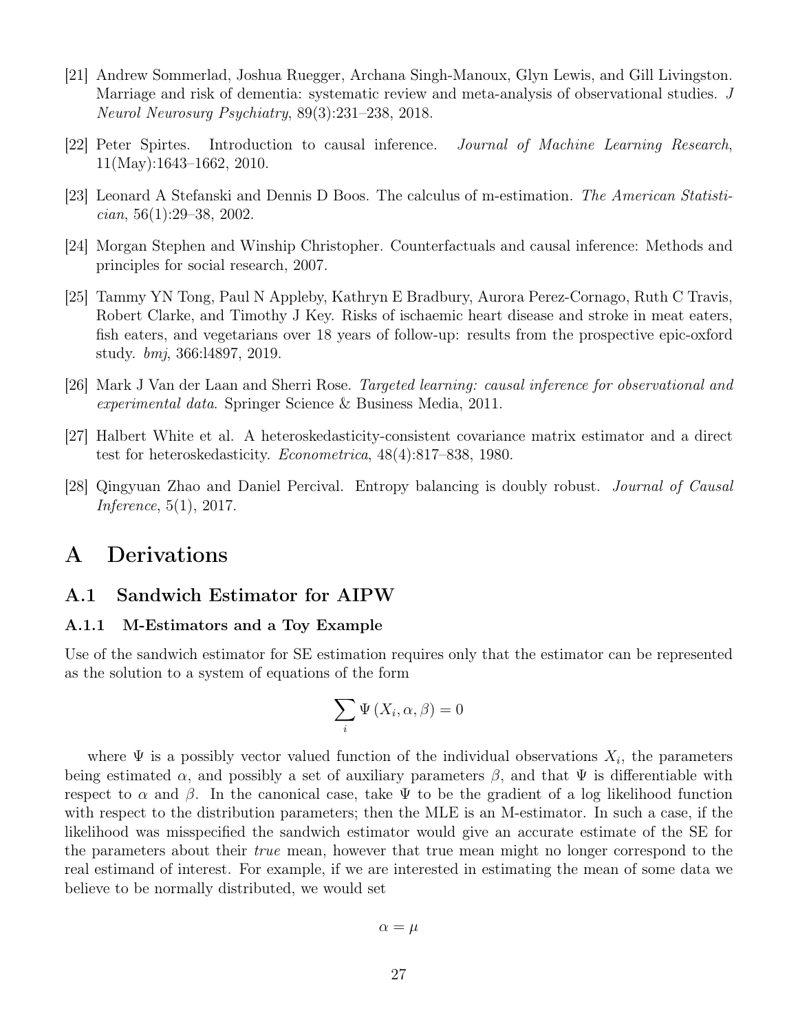[21] Andrew Sommerlad, Joshua Ruegger, Archana Singh-Manoux, Glyn Lewis, and Gill Livingston. Marriage and risk of dementia: systematic review and meta-analysis of observational studies. *J Neurol Neurosurg Psychiatry*, 89(3):231–238, 2018.

[22] Peter Spirtes. Introduction to causal inference. *Journal of Machine Learning Research*, 11(May):1643–1662, 2010.

[23] Leonard A Stefanski and Dennis D Boos. The calculus of m-estimation. *The American Statistician*, 56(1):29–38, 2002.

[24] Morgan Stephen and Winship Christopher. Counterfactuals and causal inference: Methods and principles for social research, 2007.

[25] Tammy YN Tong, Paul N Appleby, Kathryn E Bradbury, Aurora Perez-Cornago, Ruth C Travis, Robert Clarke, and Timothy J Key. Risks of ischaemic heart disease and stroke in meat eaters, fish eaters, and vegetarians over 18 years of follow-up: results from the prospective epic-oxford study. *bmj*, 366:l4897, 2019.

[26] Mark J Van der Laan and Sherri Rose. *Targeted learning: causal inference for observational and experimental data*. Springer Science & Business Media, 2011.

[27] Halbert White et al. A heteroskedasticity-consistent covariance matrix estimator and a direct test for heteroskedasticity. *Econometrica*, 48(4):817–838, 1980.

[28] Qingyuan Zhao and Daniel Percival. Entropy balancing is doubly robust. *Journal of Causal Inference*, 5(1), 2017.

# A Derivations

## A.1 Sandwich Estimator for AIPW

### A.1.1 M-Estimators and a Toy Example

Use of the sandwich estimator for SE estimation requires only that the estimator can be represented as the solution to a system of equations of the form

$$\sum_i \Psi\left(X_i, \alpha, \beta\right) = 0$$

where $\Psi$ is a possibly vector valued function of the individual observations $X_i$, the parameters being estimated $\alpha$, and possibly a set of auxiliary parameters $\beta$, and that $\Psi$ is differentiable with respect to $\alpha$ and $\beta$. In the canonical case, take $\Psi$ to be the gradient of a log likelihood function with respect to the distribution parameters; then the MLE is an M-estimator. In such a case, if the likelihood was misspecified the sandwich estimator would give an accurate estimate of the SE for the parameters about their *true* mean, however that true mean might no longer correspond to the real estimand of interest. For example, if we are interested in estimating the mean of some data we believe to be normally distributed, we would set

$$\alpha = \mu$$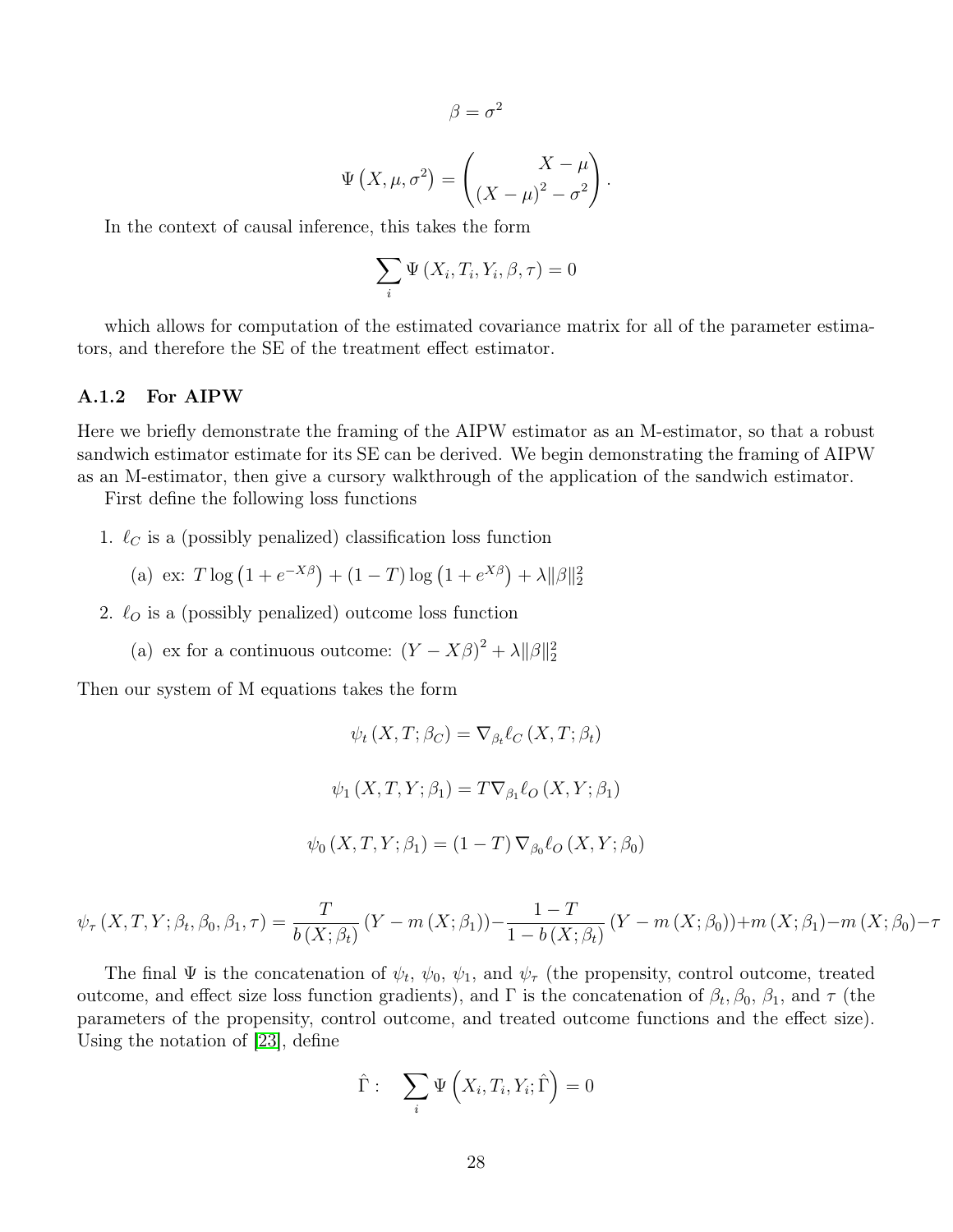$$\beta = \sigma^2$$

$$\Psi\left(X, \mu, \sigma^2\right) = \begin{pmatrix} X - \mu \\ (X - \mu)^2 - \sigma^2 \end{pmatrix}.$$

In the context of causal inference, this takes the form

$$\sum_i \Psi\left(X_i, T_i, Y_i, \beta, \tau\right) = 0$$

which allows for computation of the estimated covariance matrix for all of the parameter estimators, and therefore the SE of the treatment effect estimator.

### A.1.2 For AIPW

Here we briefly demonstrate the framing of the AIPW estimator as an M-estimator, so that a robust sandwich estimator estimate for its SE can be derived. We begin demonstrating the framing of AIPW as an M-estimator, then give a cursory walkthrough of the application of the sandwich estimator.

First define the following loss functions

1. $\ell_C$ is a (possibly penalized) classification loss function
   (a) ex: $T \log\left(1 + e^{-X\beta}\right) + (1 - T)\log\left(1 + e^{X\beta}\right) + \lambda\|\beta\|_2^2$
2. $\ell_O$ is a (possibly penalized) outcome loss function
   (a) ex for a continuous outcome: $(Y - X\beta)^2 + \lambda\|\beta\|_2^2$

Then our system of M equations takes the form

$$\psi_t\left(X, T; \beta_C\right) = \nabla_{\beta_t}\ell_C\left(X, T; \beta_t\right)$$

$$\psi_1\left(X, T, Y; \beta_1\right) = T\nabla_{\beta_1}\ell_O\left(X, Y; \beta_1\right)$$

$$\psi_0\left(X, T, Y; \beta_1\right) = (1 - T)\nabla_{\beta_0}\ell_O\left(X, Y; \beta_0\right)$$

$$\psi_\tau\left(X, T, Y; \beta_t, \beta_0, \beta_1, \tau\right) = \frac{T}{b\left(X; \beta_t\right)}\left(Y - m\left(X; \beta_1\right)\right) - \frac{1 - T}{1 - b\left(X; \beta_t\right)}\left(Y - m\left(X; \beta_0\right)\right) + m\left(X; \beta_1\right) - m\left(X; \beta_0\right) - \tau$$

The final $\Psi$ is the concatenation of $\psi_t$, $\psi_0$, $\psi_1$, and $\psi_\tau$ (the propensity, control outcome, treated outcome, and effect size loss function gradients), and $\Gamma$ is the concatenation of $\beta_t, \beta_0, \beta_1$, and $\tau$ (the parameters of the propensity, control outcome, and treated outcome functions and the effect size). Using the notation of [23], define

$$\hat{\Gamma}: \quad \sum_i \Psi\left(X_i, T_i, Y_i; \hat{\Gamma}\right) = 0$$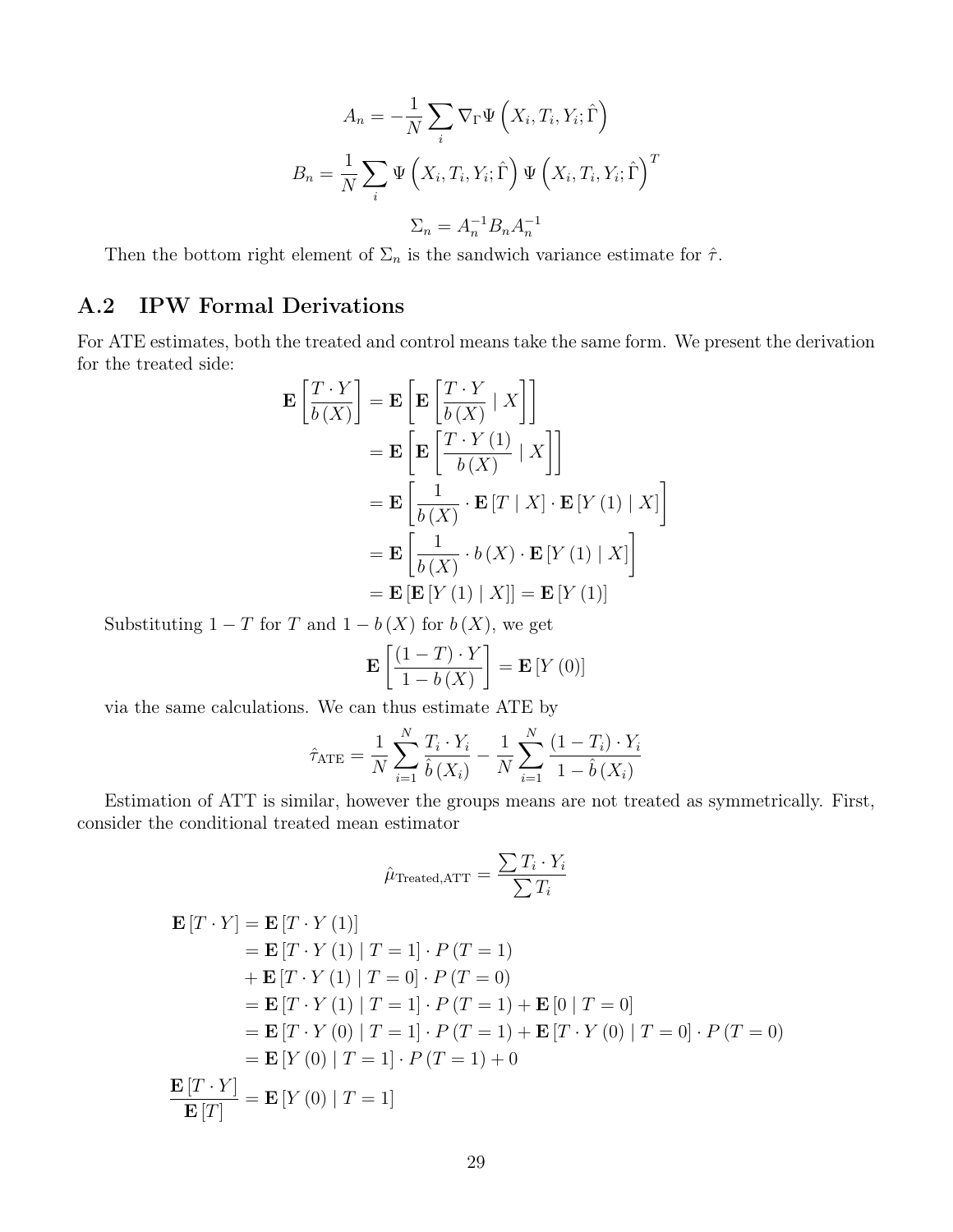$$A_n = -\frac{1}{N}\sum_i \nabla_\Gamma \Psi\left(X_i, T_i, Y_i; \hat{\Gamma}\right)$$

$$B_n = \frac{1}{N}\sum_i \Psi\left(X_i, T_i, Y_i; \hat{\Gamma}\right)\Psi\left(X_i, T_i, Y_i; \hat{\Gamma}\right)^T$$

$$\Sigma_n = A_n^{-1} B_n A_n^{-1}$$

Then the bottom right element of $\Sigma_n$ is the sandwich variance estimate for $\hat{\tau}$.

## A.2 IPW Formal Derivations

For ATE estimates, both the treated and control means take the same form. We present the derivation for the treated side:

$$\begin{aligned}
\mathbf{E}\left[\frac{T\cdot Y}{b(X)}\right] &= \mathbf{E}\left[\mathbf{E}\left[\frac{T\cdot Y}{b(X)} \mid X\right]\right] \\
&= \mathbf{E}\left[\mathbf{E}\left[\frac{T\cdot Y(1)}{b(X)} \mid X\right]\right] \\
&= \mathbf{E}\left[\frac{1}{b(X)}\cdot \mathbf{E}\left[T \mid X\right]\cdot \mathbf{E}\left[Y(1) \mid X\right]\right] \\
&= \mathbf{E}\left[\frac{1}{b(X)}\cdot b(X)\cdot \mathbf{E}\left[Y(1) \mid X\right]\right] \\
&= \mathbf{E}\left[\mathbf{E}\left[Y(1) \mid X\right]\right] = \mathbf{E}\left[Y(1)\right]
\end{aligned}$$

Substituting $1-T$ for $T$ and $1-b(X)$ for $b(X)$, we get

$$\mathbf{E}\left[\frac{(1-T)\cdot Y}{1-b(X)}\right] = \mathbf{E}\left[Y(0)\right]$$

via the same calculations. We can thus estimate ATE by

$$\hat{\tau}_{\text{ATE}} = \frac{1}{N}\sum_{i=1}^{N}\frac{T_i\cdot Y_i}{\hat{b}(X_i)} - \frac{1}{N}\sum_{i=1}^{N}\frac{(1-T_i)\cdot Y_i}{1-\hat{b}(X_i)}$$

Estimation of ATT is similar, however the groups means are not treated as symmetrically. First, consider the conditional treated mean estimator

$$\hat{\mu}_{\text{Treated,ATT}} = \frac{\sum T_i\cdot Y_i}{\sum T_i}$$

$$\begin{aligned}
\mathbf{E}\left[T\cdot Y\right] &= \mathbf{E}\left[T\cdot Y(1)\right] \\
&= \mathbf{E}\left[T\cdot Y(1) \mid T=1\right]\cdot P(T=1) \\
&\quad + \mathbf{E}\left[T\cdot Y(1) \mid T=0\right]\cdot P(T=0) \\
&= \mathbf{E}\left[T\cdot Y(1) \mid T=1\right]\cdot P(T=1) + \mathbf{E}\left[0 \mid T=0\right] \\
&= \mathbf{E}\left[T\cdot Y(0) \mid T=1\right]\cdot P(T=1) + \mathbf{E}\left[T\cdot Y(0) \mid T=0\right]\cdot P(T=0) \\
&= \mathbf{E}\left[Y(0) \mid T=1\right]\cdot P(T=1) + 0 \\
\frac{\mathbf{E}\left[T\cdot Y\right]}{\mathbf{E}\left[T\right]} &= \mathbf{E}\left[Y(0) \mid T=1\right]
\end{aligned}$$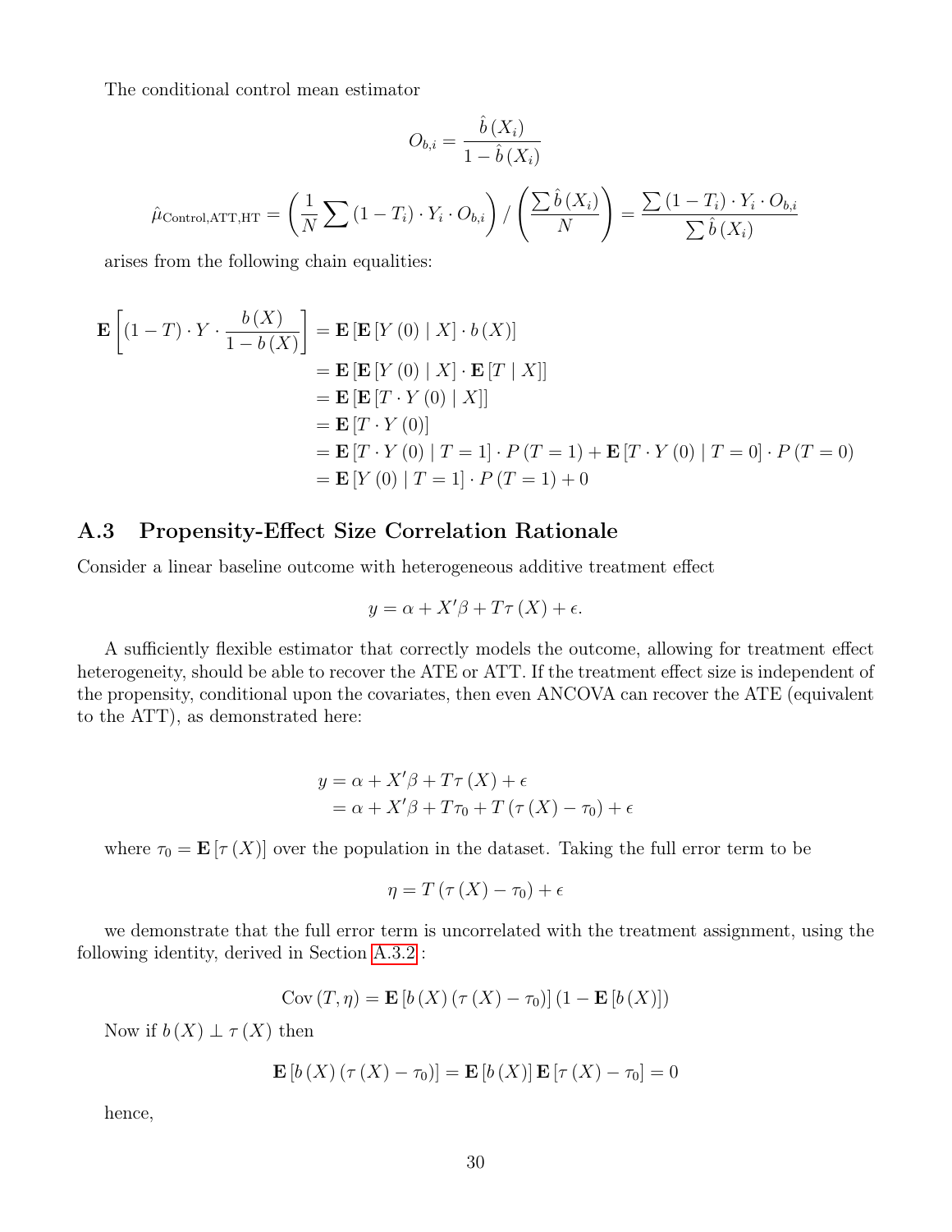The conditional control mean estimator

$$O_{b,i} = \frac{\hat{b}(X_i)}{1 - \hat{b}(X_i)}$$

$$\hat{\mu}_{\text{Control,ATT,HT}} = \left(\frac{1}{N}\sum (1 - T_i) \cdot Y_i \cdot O_{b,i}\right) / \left(\frac{\sum \hat{b}(X_i)}{N}\right) = \frac{\sum (1 - T_i) \cdot Y_i \cdot O_{b,i}}{\sum \hat{b}(X_i)}$$

arises from the following chain equalities:

$$\begin{aligned}
\mathbf{E}\left[(1 - T) \cdot Y \cdot \frac{b(X)}{1 - b(X)}\right] &= \mathbf{E}\left[\mathbf{E}\left[Y(0) \mid X\right] \cdot b(X)\right] \\
&= \mathbf{E}\left[\mathbf{E}\left[Y(0) \mid X\right] \cdot \mathbf{E}\left[T \mid X\right]\right] \\
&= \mathbf{E}\left[\mathbf{E}\left[T \cdot Y(0) \mid X\right]\right] \\
&= \mathbf{E}\left[T \cdot Y(0)\right] \\
&= \mathbf{E}\left[T \cdot Y(0) \mid T = 1\right] \cdot P(T = 1) + \mathbf{E}\left[T \cdot Y(0) \mid T = 0\right] \cdot P(T = 0) \\
&= \mathbf{E}\left[Y(0) \mid T = 1\right] \cdot P(T = 1) + 0
\end{aligned}$$

## A.3 Propensity-Effect Size Correlation Rationale

Consider a linear baseline outcome with heterogeneous additive treatment effect

$$y = \alpha + X'\beta + T\tau(X) + \epsilon.$$

A sufficiently flexible estimator that correctly models the outcome, allowing for treatment effect heterogeneity, should be able to recover the ATE or ATT. If the treatment effect size is independent of the propensity, conditional upon the covariates, then even ANCOVA can recover the ATE (equivalent to the ATT), as demonstrated here:

$$\begin{aligned}
y &= \alpha + X'\beta + T\tau(X) + \epsilon \\
&= \alpha + X'\beta + T\tau_0 + T(\tau(X) - \tau_0) + \epsilon
\end{aligned}$$

where $\tau_0 = \mathbf{E}[\tau(X)]$ over the population in the dataset. Taking the full error term to be

$$\eta = T(\tau(X) - \tau_0) + \epsilon$$

we demonstrate that the full error term is uncorrelated with the treatment assignment, using the following identity, derived in Section A.3.2 :

$$\text{Cov}(T, \eta) = \mathbf{E}\left[b(X)(\tau(X) - \tau_0)\right](1 - \mathbf{E}\left[b(X)\right])$$

Now if $b(X) \perp \tau(X)$ then

$$\mathbf{E}\left[b(X)(\tau(X) - \tau_0)\right] = \mathbf{E}\left[b(X)\right]\mathbf{E}\left[\tau(X) - \tau_0\right] = 0$$

hence,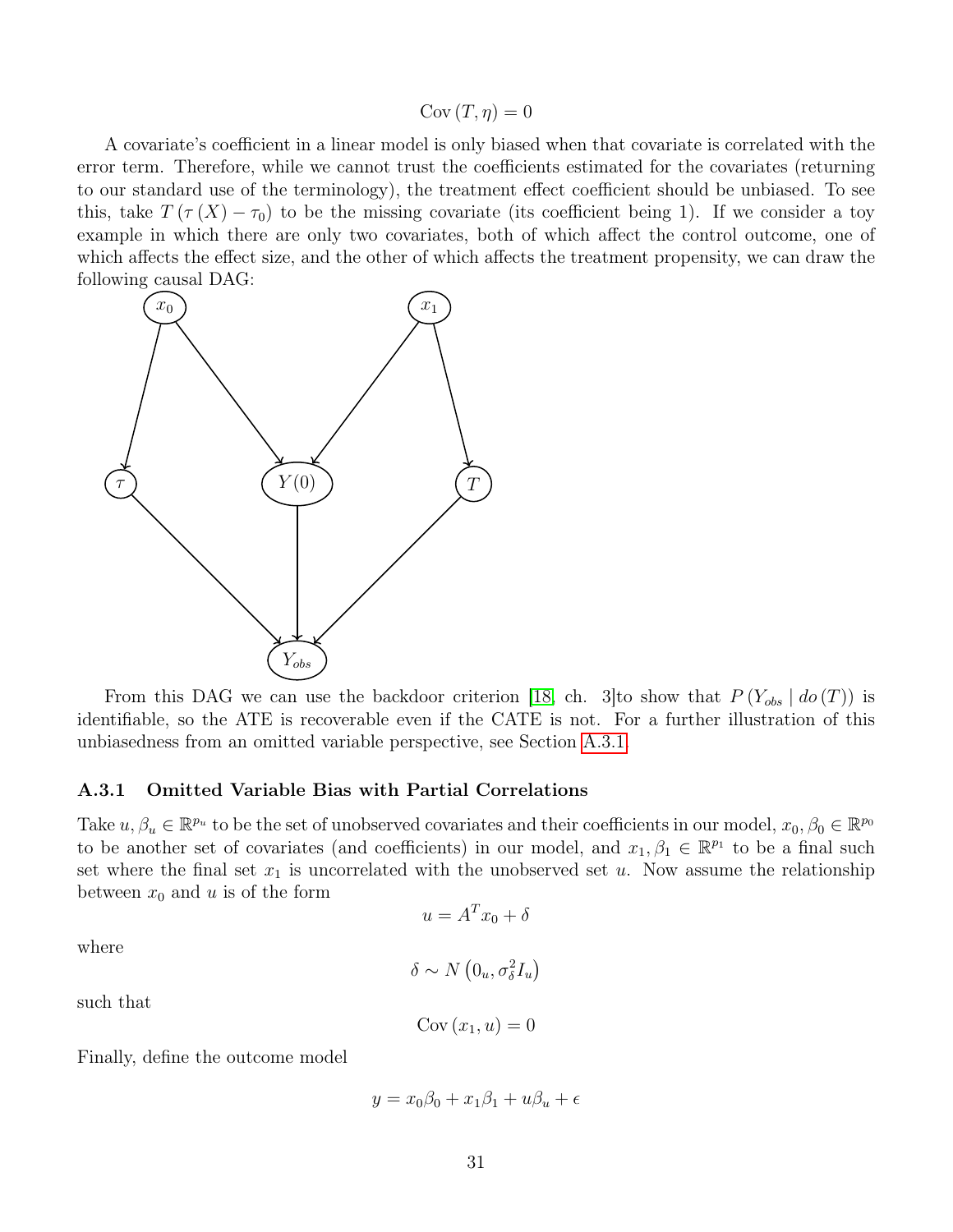$$\mathrm{Cov}\left(T, \eta\right) = 0$$

A covariate's coefficient in a linear model is only biased when that covariate is correlated with the error term. Therefore, while we cannot trust the coefficients estimated for the covariates (returning to our standard use of the terminology), the treatment effect coefficient should be unbiased. To see this, take $T\left(\tau\left(X\right) - \tau_0\right)$ to be the missing covariate (its coefficient being 1). If we consider a toy example in which there are only two covariates, both of which affect the control outcome, one of which affects the effect size, and the other of which affects the treatment propensity, we can draw the following causal DAG:

$$
\begin{array}{ccccc}
x_0 & & & & x_1 \\
\swarrow & \searrow & & \swarrow & \searrow \\
\tau & & Y(0) & & T \\
& \searrow & \downarrow & \swarrow & \\
& & Y_{obs} & &
\end{array}
$$

From this DAG we can use the backdoor criterion [18, ch. 3]to show that $P\left(Y_{obs} \mid do\left(T\right)\right)$ is identifiable, so the ATE is recoverable even if the CATE is not. For a further illustration of this unbiasedness from an omitted variable perspective, see Section A.3.1.

### A.3.1 Omitted Variable Bias with Partial Correlations

Take $u, \beta_u \in \mathbb{R}^{p_u}$ to be the set of unobserved covariates and their coefficients in our model, $x_0, \beta_0 \in \mathbb{R}^{p_0}$ to be another set of covariates (and coefficients) in our model, and $x_1, \beta_1 \in \mathbb{R}^{p_1}$ to be a final such set where the final set $x_1$ is uncorrelated with the unobserved set $u$. Now assume the relationship between $x_0$ and $u$ is of the form

$$u = A^T x_0 + \delta$$

where

$$\delta \sim N\left(0_u, \sigma_\delta^2 I_u\right)$$

such that

$$\mathrm{Cov}\left(x_1, u\right) = 0$$

Finally, define the outcome model

$$y = x_0\beta_0 + x_1\beta_1 + u\beta_u + \epsilon$$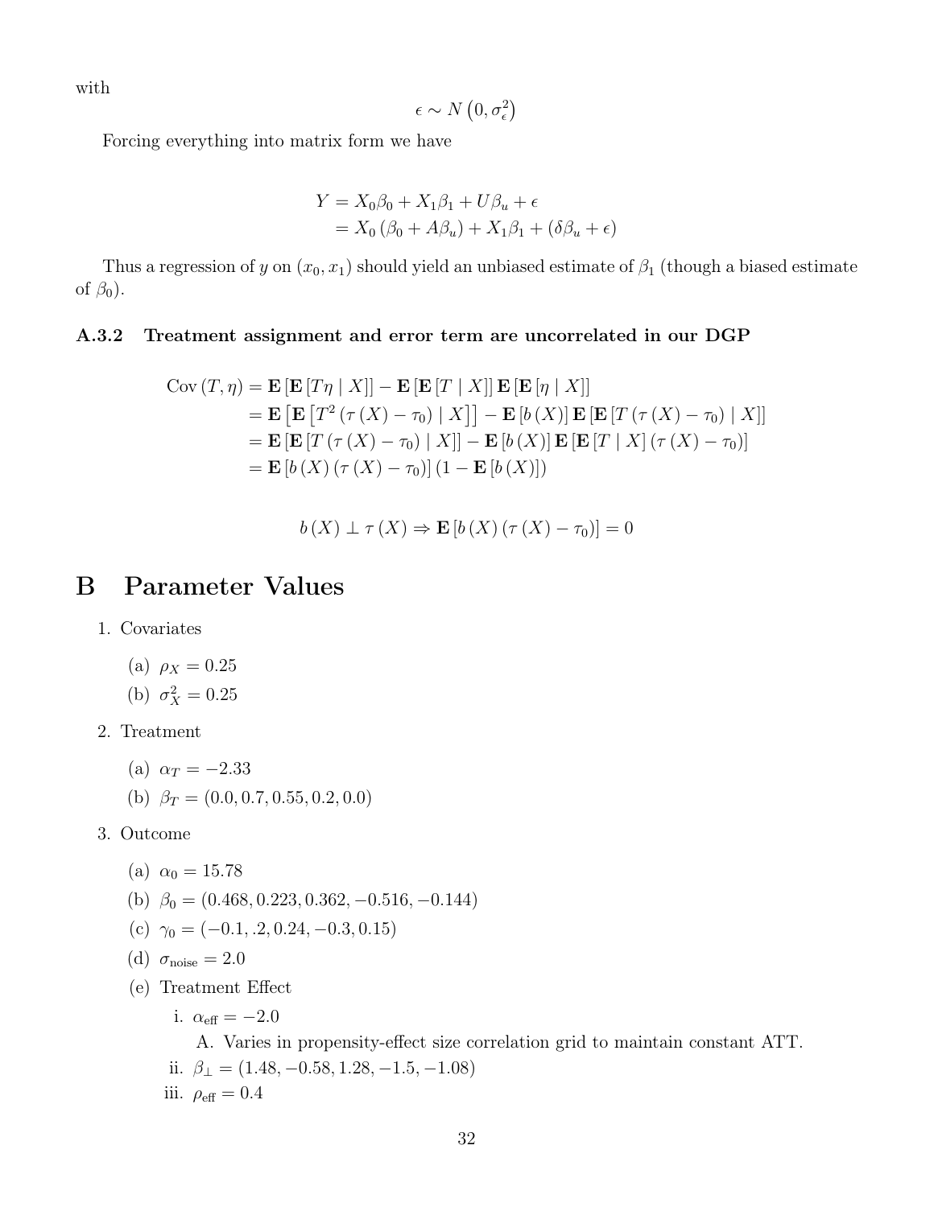with

$$\epsilon \sim N\left(0, \sigma_\epsilon^2\right)$$

Forcing everything into matrix form we have

$$\begin{aligned}
Y &= X_0\beta_0 + X_1\beta_1 + U\beta_u + \epsilon \\
&= X_0\left(\beta_0 + A\beta_u\right) + X_1\beta_1 + \left(\delta\beta_u + \epsilon\right)
\end{aligned}$$

Thus a regression of $y$ on $(x_0, x_1)$ should yield an unbiased estimate of $\beta_1$ (though a biased estimate of $\beta_0$).

### A.3.2 Treatment assignment and error term are uncorrelated in our DGP

$$\begin{aligned}
\operatorname{Cov}(T, \eta) &= \mathbf{E}\left[\mathbf{E}\left[T\eta \mid X\right]\right] - \mathbf{E}\left[\mathbf{E}\left[T \mid X\right]\right]\mathbf{E}\left[\mathbf{E}\left[\eta \mid X\right]\right] \\
&= \mathbf{E}\left[\mathbf{E}\left[T^2\left(\tau(X) - \tau_0\right) \mid X\right]\right] - \mathbf{E}\left[b(X)\right]\mathbf{E}\left[\mathbf{E}\left[T\left(\tau(X) - \tau_0\right) \mid X\right]\right] \\
&= \mathbf{E}\left[\mathbf{E}\left[T\left(\tau(X) - \tau_0\right) \mid X\right]\right] - \mathbf{E}\left[b(X)\right]\mathbf{E}\left[\mathbf{E}\left[T \mid X\right]\left(\tau(X) - \tau_0\right)\right] \\
&= \mathbf{E}\left[b(X)\left(\tau(X) - \tau_0\right)\right]\left(1 - \mathbf{E}\left[b(X)\right]\right)
\end{aligned}$$

$$b(X) \perp \tau(X) \Rightarrow \mathbf{E}\left[b(X)\left(\tau(X) - \tau_0\right)\right] = 0$$

# B Parameter Values

1. Covariates
   (a) $\rho_X = 0.25$
   (b) $\sigma_X^2 = 0.25$
2. Treatment
   (a) $\alpha_T = -2.33$
   (b) $\beta_T = (0.0, 0.7, 0.55, 0.2, 0.0)$
3. Outcome
   (a) $\alpha_0 = 15.78$
   (b) $\beta_0 = (0.468, 0.223, 0.362, -0.516, -0.144)$
   (c) $\gamma_0 = (-0.1, .2, 0.24, -0.3, 0.15)$
   (d) $\sigma_{\text{noise}} = 2.0$
   (e) Treatment Effect
      i. $\alpha_{\text{eff}} = -2.0$
         A. Varies in propensity-effect size correlation grid to maintain constant ATT.
      ii. $\beta_{\perp} = (1.48, -0.58, 1.28, -1.5, -1.08)$
      iii. $\rho_{\text{eff}} = 0.4$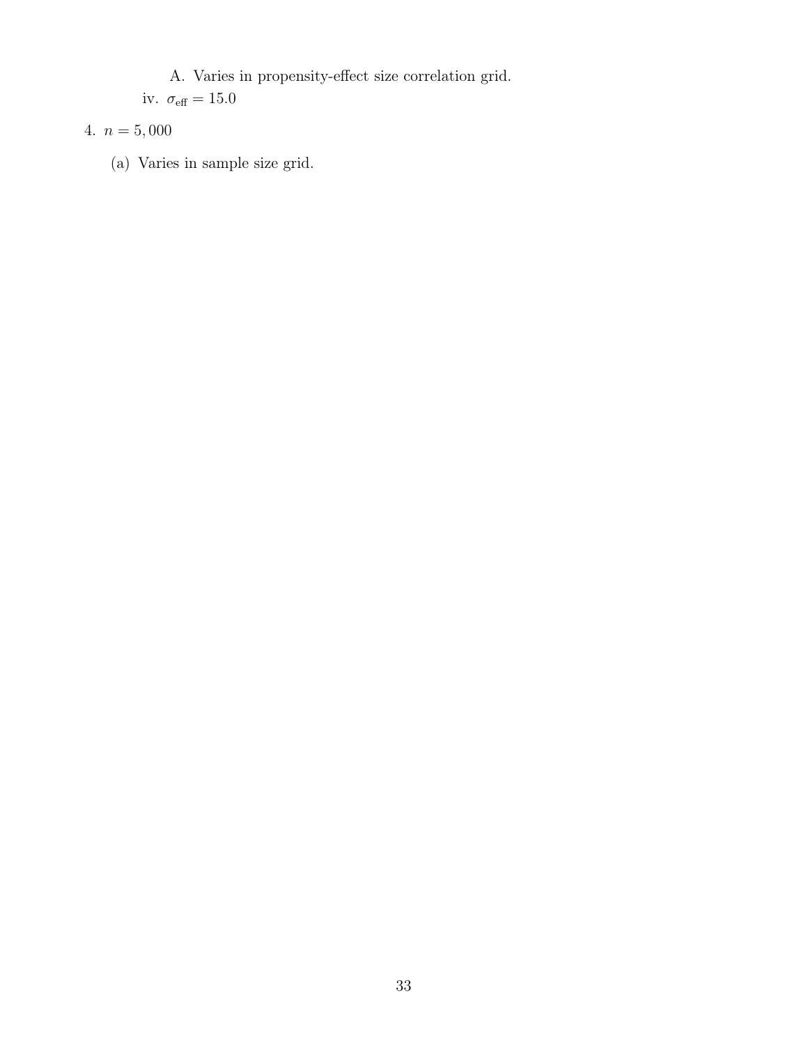A. Varies in propensity-effect size correlation grid.

iv. $\sigma_{\text{eff}} = 15.0$

4. $n = 5,000$

   (a) Varies in sample size grid.